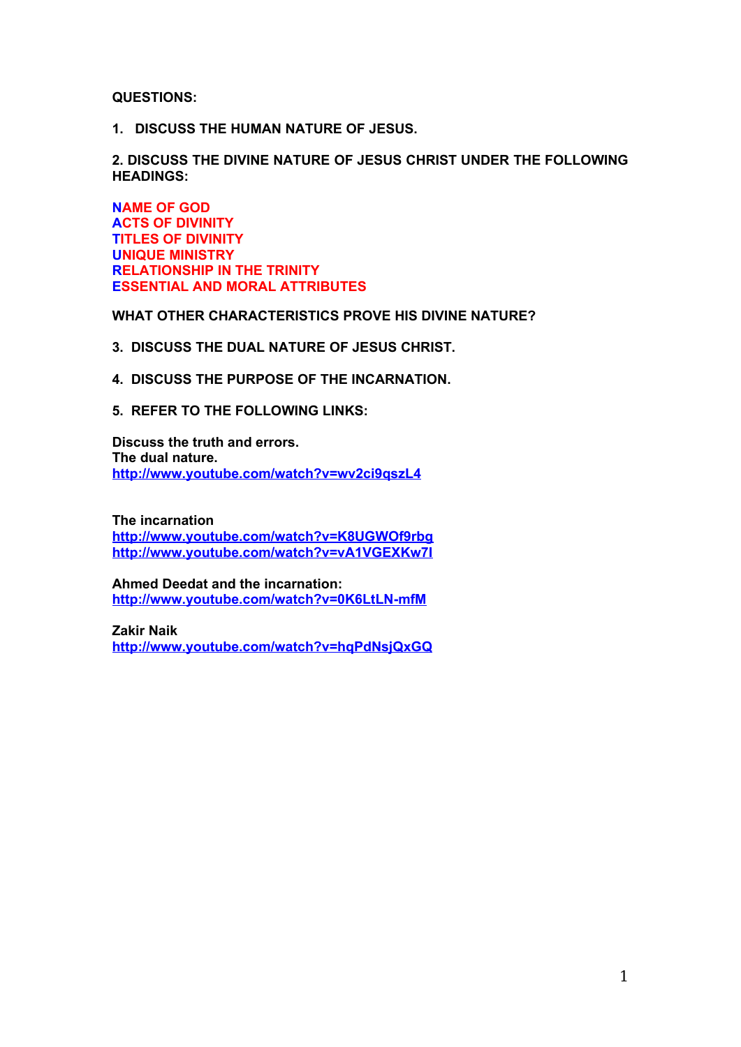**QUESTIONS:**

1. **DISCUSS THE HUMAN NATURE OF JESUS.**

2. **DISCUSS THE DIVINE NATURE OF JESUS CHRIST UNDER THE FOLLOWING HEADINGS:**

**NAME OF GOD**
**ACTS OF DIVINITY**
**TITLES OF DIVINITY**
**UNIQUE MINISTRY**
**RELATIONSHIP IN THE TRINITY**
**ESSENTIAL AND MORAL ATTRIBUTES**

**WHAT OTHER CHARACTERISTICS PROVE HIS DIVINE NATURE?**

3. **DISCUSS THE DUAL NATURE OF JESUS CHRIST.**

4. **DISCUSS THE PURPOSE OF THE INCARNATION.**

5. **REFER TO THE FOLLOWING LINKS:**

**Discuss the truth and errors.**
**The dual nature.**
http://www.youtube.com/watch?v=wv2ci9qszL4

**The incarnation**
http://www.youtube.com/watch?v=K8UGWOf9rbg
http://www.youtube.com/watch?v=vA1VGEXKw7I

**Ahmed Deedat and the incarnation:**
http://www.youtube.com/watch?v=0K6LtLN-mfM

**Zakir Naik**
http://www.youtube.com/watch?v=hqPdNsjQxGQ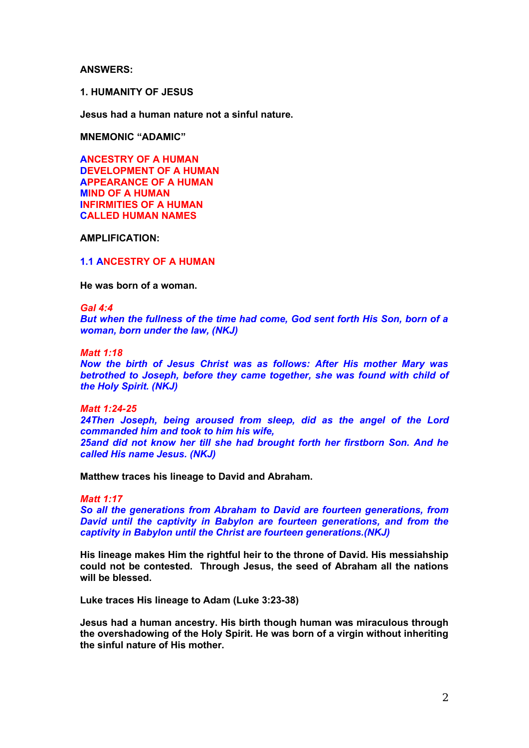**ANSWERS:**

**1. HUMANITY OF JESUS**

**Jesus had a human nature not a sinful nature.**

**MNEMONIC "ADAMIC"**

**ANCESTRY OF A HUMAN**
**DEVELOPMENT OF A HUMAN**
**APPEARANCE OF A HUMAN**
**MIND OF A HUMAN**
**INFIRMITIES OF A HUMAN**
**CALLED HUMAN NAMES**

**AMPLIFICATION:**

### 1.1 ANCESTRY OF A HUMAN

**He was born of a woman.**

***Gal 4:4***
***But when the fullness of the time had come, God sent forth His Son, born of a woman, born under the law, (NKJ)***

***Matt 1:18***
***Now the birth of Jesus Christ was as follows: After His mother Mary was betrothed to Joseph, before they came together, she was found with child of the Holy Spirit. (NKJ)***

***Matt 1:24-25***
***24Then Joseph, being aroused from sleep, did as the angel of the Lord commanded him and took to him his wife,***
***25and did not know her till she had brought forth her firstborn Son. And he called His name Jesus. (NKJ)***

**Matthew traces his lineage to David and Abraham.**

***Matt 1:17***
***So all the generations from Abraham to David are fourteen generations, from David until the captivity in Babylon are fourteen generations, and from the captivity in Babylon until the Christ are fourteen generations.(NKJ)***

**His lineage makes Him the rightful heir to the throne of David. His messiahship could not be contested. Through Jesus, the seed of Abraham all the nations will be blessed.**

**Luke traces His lineage to Adam (Luke 3:23-38)**

**Jesus had a human ancestry. His birth though human was miraculous through the overshadowing of the Holy Spirit. He was born of a virgin without inheriting the sinful nature of His mother.**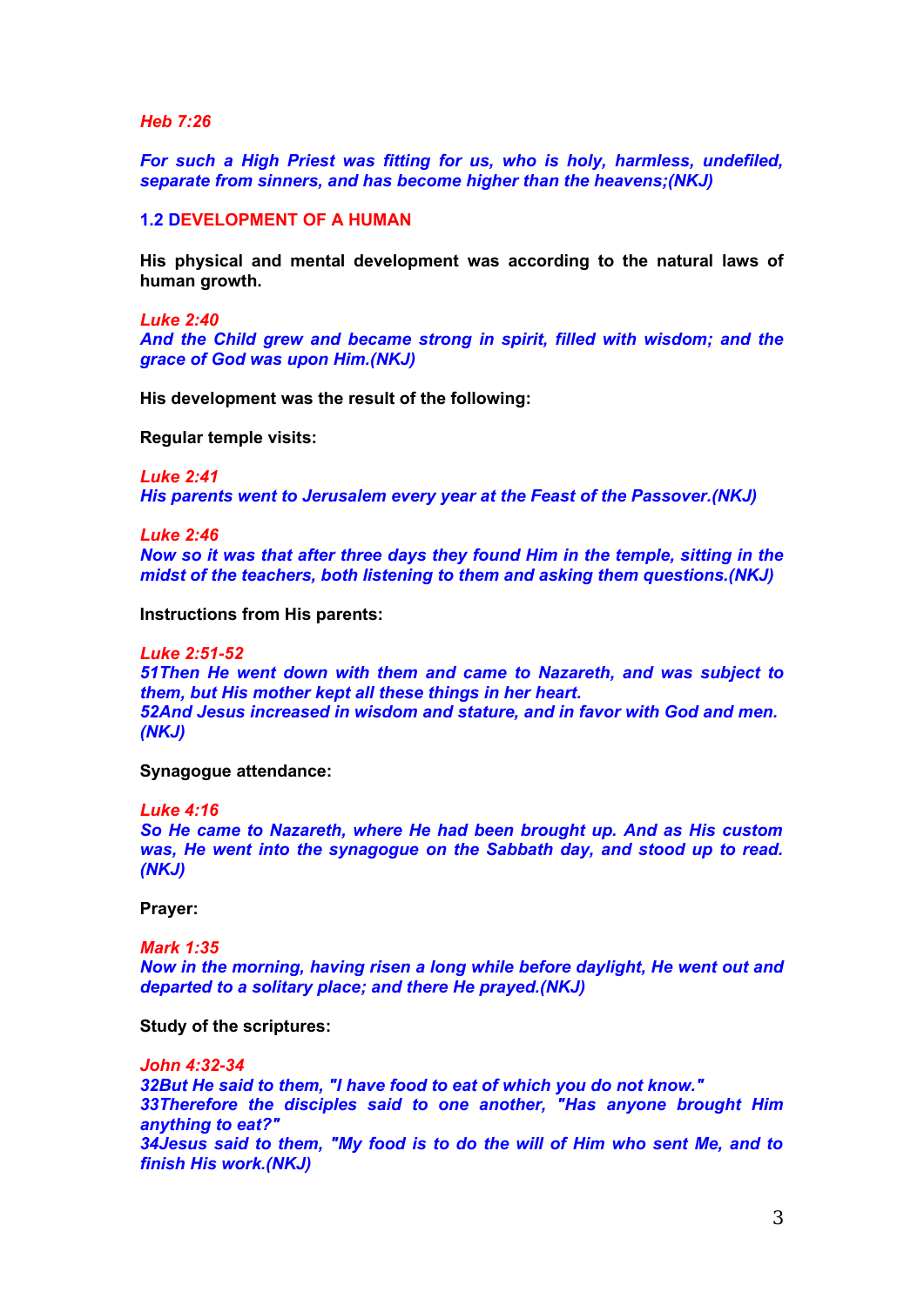*Heb 7:26*

***For such a High Priest was fitting for us, who is holy, harmless, undefiled, separate from sinners, and has become higher than the heavens;(NKJ)***

## 1.2 DEVELOPMENT OF A HUMAN

**His physical and mental development was according to the natural laws of human growth.**

*Luke 2:40*
***And the Child grew and became strong in spirit, filled with wisdom; and the grace of God was upon Him.(NKJ)***

**His development was the result of the following:**

**Regular temple visits:**

*Luke 2:41*
***His parents went to Jerusalem every year at the Feast of the Passover.(NKJ)***

*Luke 2:46*
***Now so it was that after three days they found Him in the temple, sitting in the midst of the teachers, both listening to them and asking them questions.(NKJ)***

**Instructions from His parents:**

*Luke 2:51-52*
***51Then He went down with them and came to Nazareth, and was subject to them, but His mother kept all these things in her heart.***
***52And Jesus increased in wisdom and stature, and in favor with God and men. (NKJ)***

**Synagogue attendance:**

*Luke 4:16*
***So He came to Nazareth, where He had been brought up. And as His custom was, He went into the synagogue on the Sabbath day, and stood up to read. (NKJ)***

**Prayer:**

*Mark 1:35*
***Now in the morning, having risen a long while before daylight, He went out and departed to a solitary place; and there He prayed.(NKJ)***

**Study of the scriptures:**

*John 4:32-34*
***32But He said to them, "I have food to eat of which you do not know."***
***33Therefore the disciples said to one another, "Has anyone brought Him anything to eat?"***
***34Jesus said to them, "My food is to do the will of Him who sent Me, and to finish His work.(NKJ)***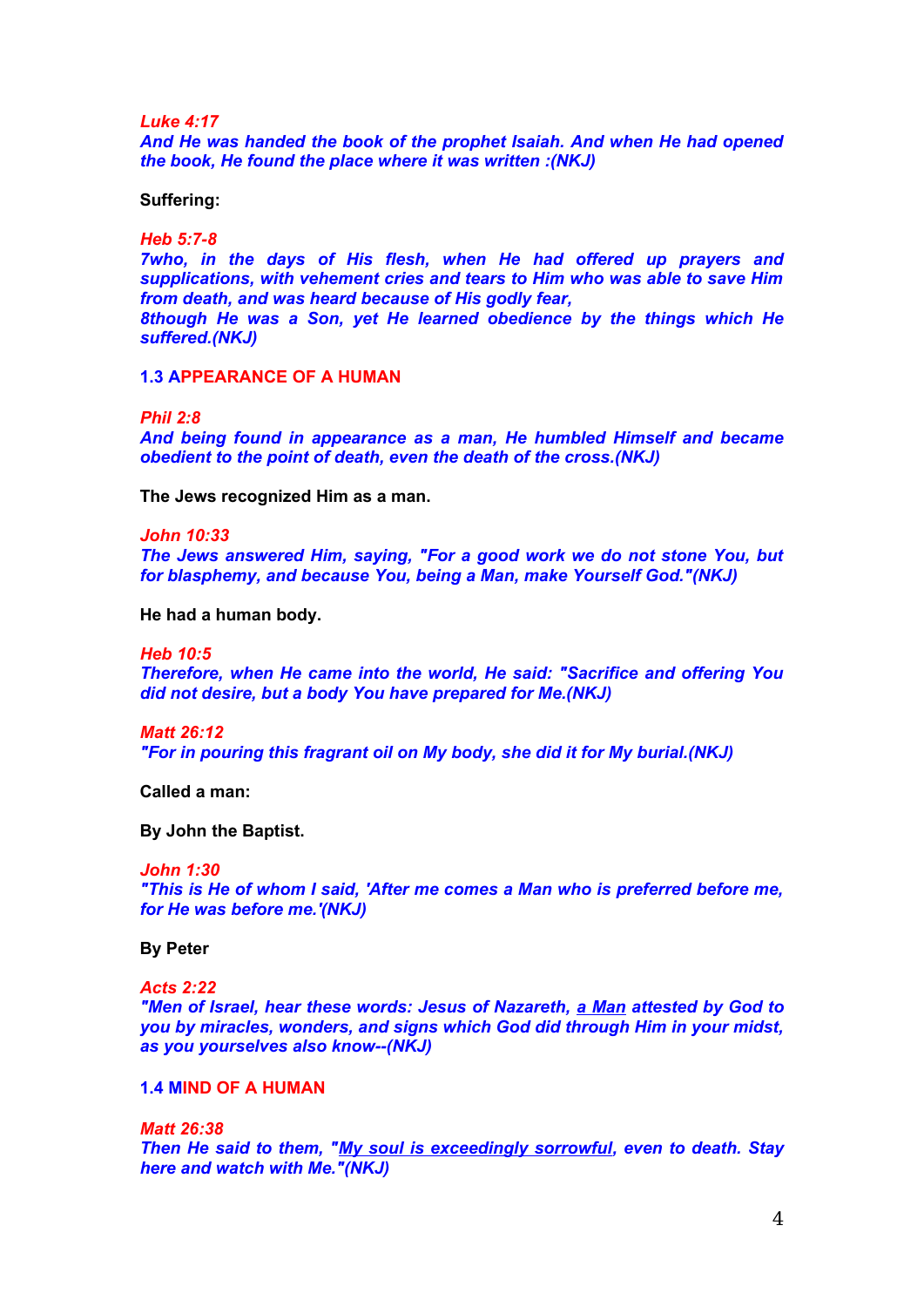*Luke 4:17*
*And He was handed the book of the prophet Isaiah. And when He had opened the book, He found the place where it was written :(NKJ)*

**Suffering:**

*Heb 5:7-8*
*7who, in the days of His flesh, when He had offered up prayers and supplications, with vehement cries and tears to Him who was able to save Him from death, and was heard because of His godly fear,*
*8though He was a Son, yet He learned obedience by the things which He suffered.(NKJ)*

### 1.3 APPEARANCE OF A HUMAN

*Phil 2:8*
*And being found in appearance as a man, He humbled Himself and became obedient to the point of death, even the death of the cross.(NKJ)*

**The Jews recognized Him as a man.**

*John 10:33*
*The Jews answered Him, saying, "For a good work we do not stone You, but for blasphemy, and because You, being a Man, make Yourself God."(NKJ)*

**He had a human body.**

*Heb 10:5*
*Therefore, when He came into the world, He said: "Sacrifice and offering You did not desire, but a body You have prepared for Me.(NKJ)*

*Matt 26:12*
*"For in pouring this fragrant oil on My body, she did it for My burial.(NKJ)*

**Called a man:**

**By John the Baptist.**

*John 1:30*
*"This is He of whom I said, 'After me comes a Man who is preferred before me, for He was before me.'(NKJ)*

**By Peter**

*Acts 2:22*
*"Men of Israel, hear these words: Jesus of Nazareth, <u>a Man</u> attested by God to you by miracles, wonders, and signs which God did through Him in your midst, as you yourselves also know--(NKJ)*

### 1.4 MIND OF A HUMAN

*Matt 26:38*
*Then He said to them, "<u>My soul is exceedingly sorrowful</u>, even to death. Stay here and watch with Me."(NKJ)*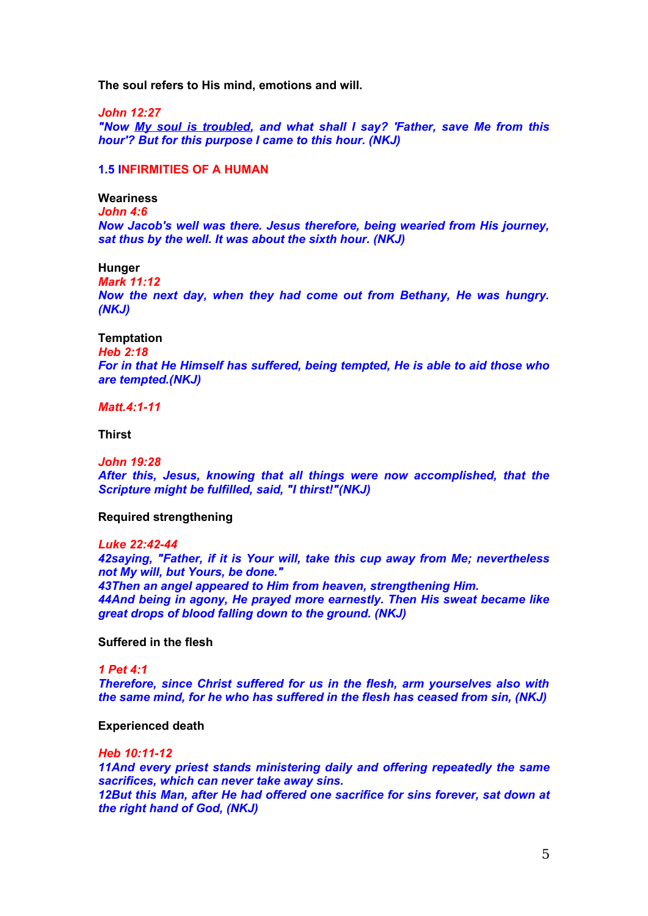**The soul refers to His mind, emotions and will.**

***John 12:27***
***"Now <u>My soul is troubled</u>, and what shall I say? 'Father, save Me from this hour'? But for this purpose I came to this hour. (NKJ)***

### 1.5 INFIRMITIES OF A HUMAN

**Weariness**
***John 4:6***
***Now Jacob's well was there. Jesus therefore, being wearied from His journey, sat thus by the well. It was about the sixth hour. (NKJ)***

**Hunger**
***Mark 11:12***
***Now the next day, when they had come out from Bethany, He was hungry. (NKJ)***

**Temptation**
***Heb 2:18***
***For in that He Himself has suffered, being tempted, He is able to aid those who are tempted.(NKJ)***

***Matt.4:1-11***

**Thirst**

***John 19:28***
***After this, Jesus, knowing that all things were now accomplished, that the Scripture might be fulfilled, said, "I thirst!"(NKJ)***

**Required strengthening**

***Luke 22:42-44***
***42saying, "Father, if it is Your will, take this cup away from Me; nevertheless not My will, but Yours, be done."***
***43Then an angel appeared to Him from heaven, strengthening Him.***
***44And being in agony, He prayed more earnestly. Then His sweat became like great drops of blood falling down to the ground. (NKJ)***

**Suffered in the flesh**

***1 Pet 4:1***
***Therefore, since Christ suffered for us in the flesh, arm yourselves also with the same mind, for he who has suffered in the flesh has ceased from sin, (NKJ)***

**Experienced death**

***Heb 10:11-12***
***11And every priest stands ministering daily and offering repeatedly the same sacrifices, which can never take away sins.***
***12But this Man, after He had offered one sacrifice for sins forever, sat down at the right hand of God, (NKJ)***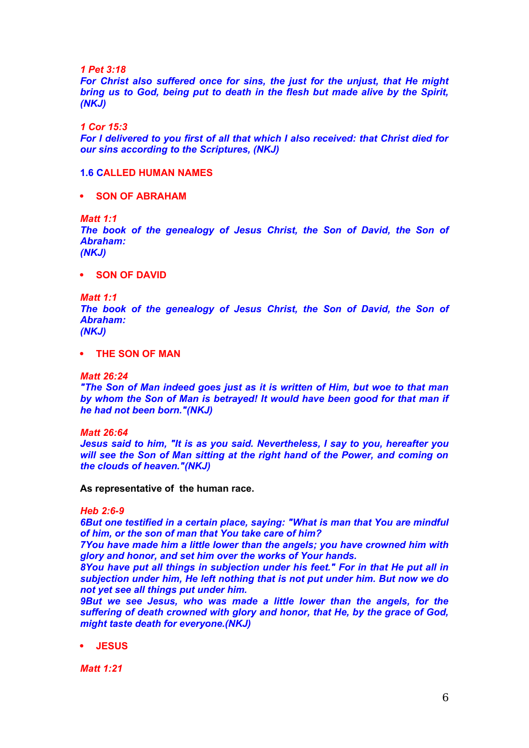*1 Pet 3:18*
***For Christ also suffered once for sins, the just for the unjust, that He might bring us to God, being put to death in the flesh but made alive by the Spirit, (NKJ)***

*1 Cor 15:3*
***For I delivered to you first of all that which I also received: that Christ died for our sins according to the Scriptures, (NKJ)***

### 1.6 CALLED HUMAN NAMES

- **SON OF ABRAHAM**

*Matt 1:1*
***The book of the genealogy of Jesus Christ, the Son of David, the Son of Abraham: (NKJ)***

- **SON OF DAVID**

*Matt 1:1*
***The book of the genealogy of Jesus Christ, the Son of David, the Son of Abraham: (NKJ)***

- **THE SON OF MAN**

*Matt 26:24*
***"The Son of Man indeed goes just as it is written of Him, but woe to that man by whom the Son of Man is betrayed! It would have been good for that man if he had not been born."(NKJ)***

*Matt 26:64*
***Jesus said to him, "It is as you said. Nevertheless, I say to you, hereafter you will see the Son of Man sitting at the right hand of the Power, and coming on the clouds of heaven."(NKJ)***

**As representative of the human race.**

*Heb 2:6-9*
***6But one testified in a certain place, saying: "What is man that You are mindful of him, or the son of man that You take care of him?***
***7You have made him a little lower than the angels; you have crowned him with glory and honor, and set him over the works of Your hands.***
***8You have put all things in subjection under his feet." For in that He put all in subjection under him, He left nothing that is not put under him. But now we do not yet see all things put under him.***
***9But we see Jesus, who was made a little lower than the angels, for the suffering of death crowned with glory and honor, that He, by the grace of God, might taste death for everyone.(NKJ)***

- **JESUS**

*Matt 1:21*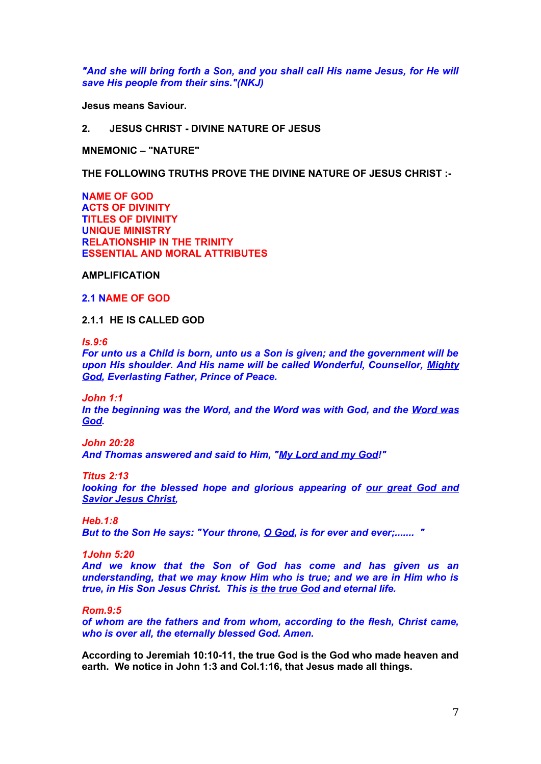*"And she will bring forth a Son, and you shall call His name Jesus, for He will save His people from their sins."(NKJ)*

**Jesus means Saviour.**

## 2. JESUS CHRIST - DIVINE NATURE OF JESUS

**MNEMONIC – "NATURE"**

**THE FOLLOWING TRUTHS PROVE THE DIVINE NATURE OF JESUS CHRIST :-**

**NAME OF GOD**
**ACTS OF DIVINITY**
**TITLES OF DIVINITY**
**UNIQUE MINISTRY**
**RELATIONSHIP IN THE TRINITY**
**ESSENTIAL AND MORAL ATTRIBUTES**

**AMPLIFICATION**

### 2.1 NAME OF GOD

#### 2.1.1 HE IS CALLED GOD

***Is.9:6***
***For unto us a Child is born, unto us a Son is given; and the government will be upon His shoulder. And His name will be called Wonderful, Counsellor, Mighty God, Everlasting Father, Prince of Peace.***

***John 1:1***
***In the beginning was the Word, and the Word was with God, and the Word was God.***

***John 20:28***
***And Thomas answered and said to Him, "My Lord and my God!"***

***Titus 2:13***
***looking for the blessed hope and glorious appearing of our great God and Savior Jesus Christ,***

***Heb.1:8***
***But to the Son He says: "Your throne, O God, is for ever and ever;....... "***

***1John 5:20***
***And we know that the Son of God has come and has given us an understanding, that we may know Him who is true; and we are in Him who is true, in His Son Jesus Christ. This is the true God and eternal life.***

***Rom.9:5***
***of whom are the fathers and from whom, according to the flesh, Christ came, who is over all, the eternally blessed God. Amen.***

**According to Jeremiah 10:10-11, the true God is the God who made heaven and earth. We notice in John 1:3 and Col.1:16, that Jesus made all things.**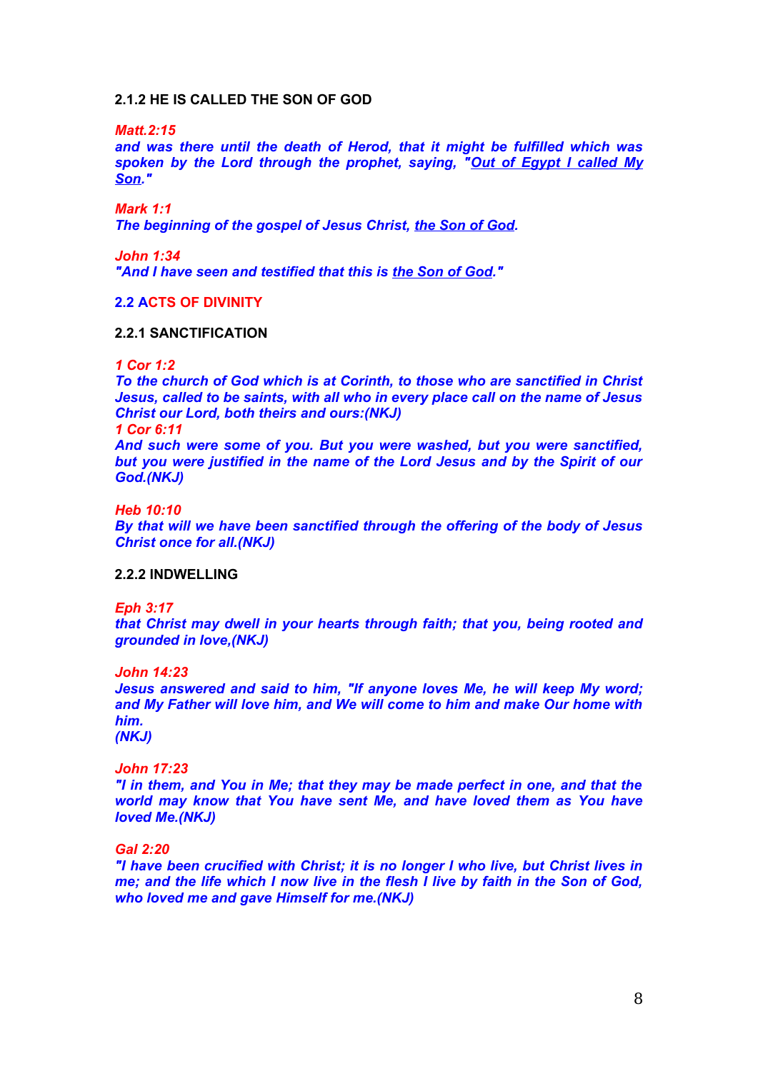### 2.1.2 HE IS CALLED THE SON OF GOD

***Matt.2:15***
***and was there until the death of Herod, that it might be fulfilled which was spoken by the Lord through the prophet, saying, "Out of Egypt I called My Son."***

***Mark 1:1***
***The beginning of the gospel of Jesus Christ, the Son of God.***

***John 1:34***
***"And I have seen and testified that this is the Son of God."***

## 2.2 ACTS OF DIVINITY

### 2.2.1 SANCTIFICATION

***1 Cor 1:2***
***To the church of God which is at Corinth, to those who are sanctified in Christ Jesus, called to be saints, with all who in every place call on the name of Jesus Christ our Lord, both theirs and ours:(NKJ)***

***1 Cor 6:11***
***And such were some of you. But you were washed, but you were sanctified, but you were justified in the name of the Lord Jesus and by the Spirit of our God.(NKJ)***

***Heb 10:10***
***By that will we have been sanctified through the offering of the body of Jesus Christ once for all.(NKJ)***

### 2.2.2 INDWELLING

***Eph 3:17***
***that Christ may dwell in your hearts through faith; that you, being rooted and grounded in love,(NKJ)***

***John 14:23***
***Jesus answered and said to him, "If anyone loves Me, he will keep My word; and My Father will love him, and We will come to him and make Our home with him.***
***(NKJ)***

***John 17:23***
***"I in them, and You in Me; that they may be made perfect in one, and that the world may know that You have sent Me, and have loved them as You have loved Me.(NKJ)***

***Gal 2:20***
***"I have been crucified with Christ; it is no longer I who live, but Christ lives in me; and the life which I now live in the flesh I live by faith in the Son of God, who loved me and gave Himself for me.(NKJ)***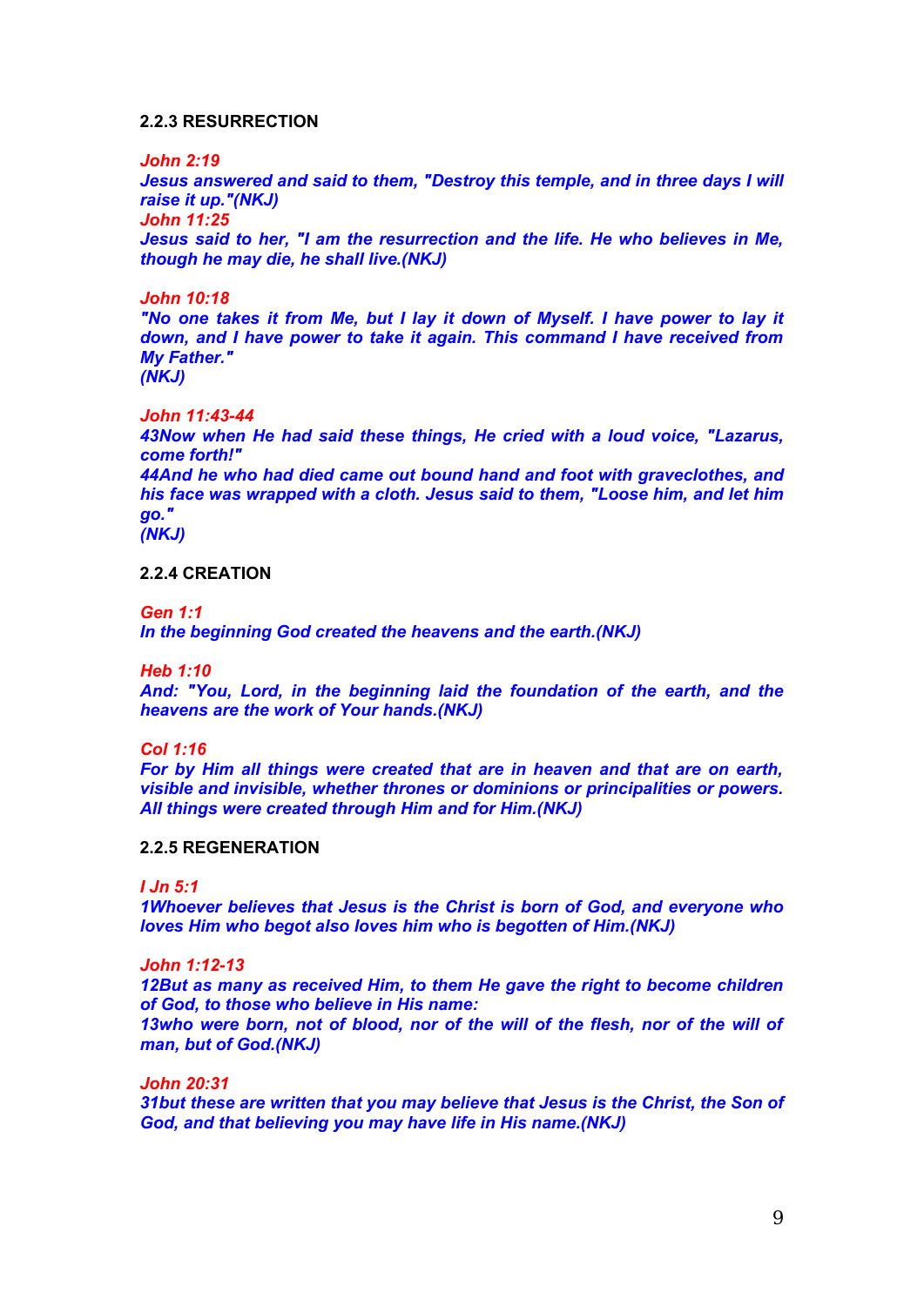### 2.2.3 RESURRECTION

***John 2:19***
***Jesus answered and said to them, "Destroy this temple, and in three days I will raise it up."(NKJ)***
***John 11:25***
***Jesus said to her, "I am the resurrection and the life. He who believes in Me, though he may die, he shall live.(NKJ)***

***John 10:18***
***"No one takes it from Me, but I lay it down of Myself. I have power to lay it down, and I have power to take it again. This command I have received from My Father."***
***(NKJ)***

***John 11:43-44***
***43Now when He had said these things, He cried with a loud voice, "Lazarus, come forth!"***
***44And he who had died came out bound hand and foot with graveclothes, and his face was wrapped with a cloth. Jesus said to them, "Loose him, and let him go."***
***(NKJ)***

### 2.2.4 CREATION

***Gen 1:1***
***In the beginning God created the heavens and the earth.(NKJ)***

***Heb 1:10***
***And: "You, Lord, in the beginning laid the foundation of the earth, and the heavens are the work of Your hands.(NKJ)***

***Col 1:16***
***For by Him all things were created that are in heaven and that are on earth, visible and invisible, whether thrones or dominions or principalities or powers. All things were created through Him and for Him.(NKJ)***

### 2.2.5 REGENERATION

***I Jn 5:1***
***1Whoever believes that Jesus is the Christ is born of God, and everyone who loves Him who begot also loves him who is begotten of Him.(NKJ)***

***John 1:12-13***
***12But as many as received Him, to them He gave the right to become children of God, to those who believe in His name:***
***13who were born, not of blood, nor of the will of the flesh, nor of the will of man, but of God.(NKJ)***

***John 20:31***
***31but these are written that you may believe that Jesus is the Christ, the Son of God, and that believing you may have life in His name.(NKJ)***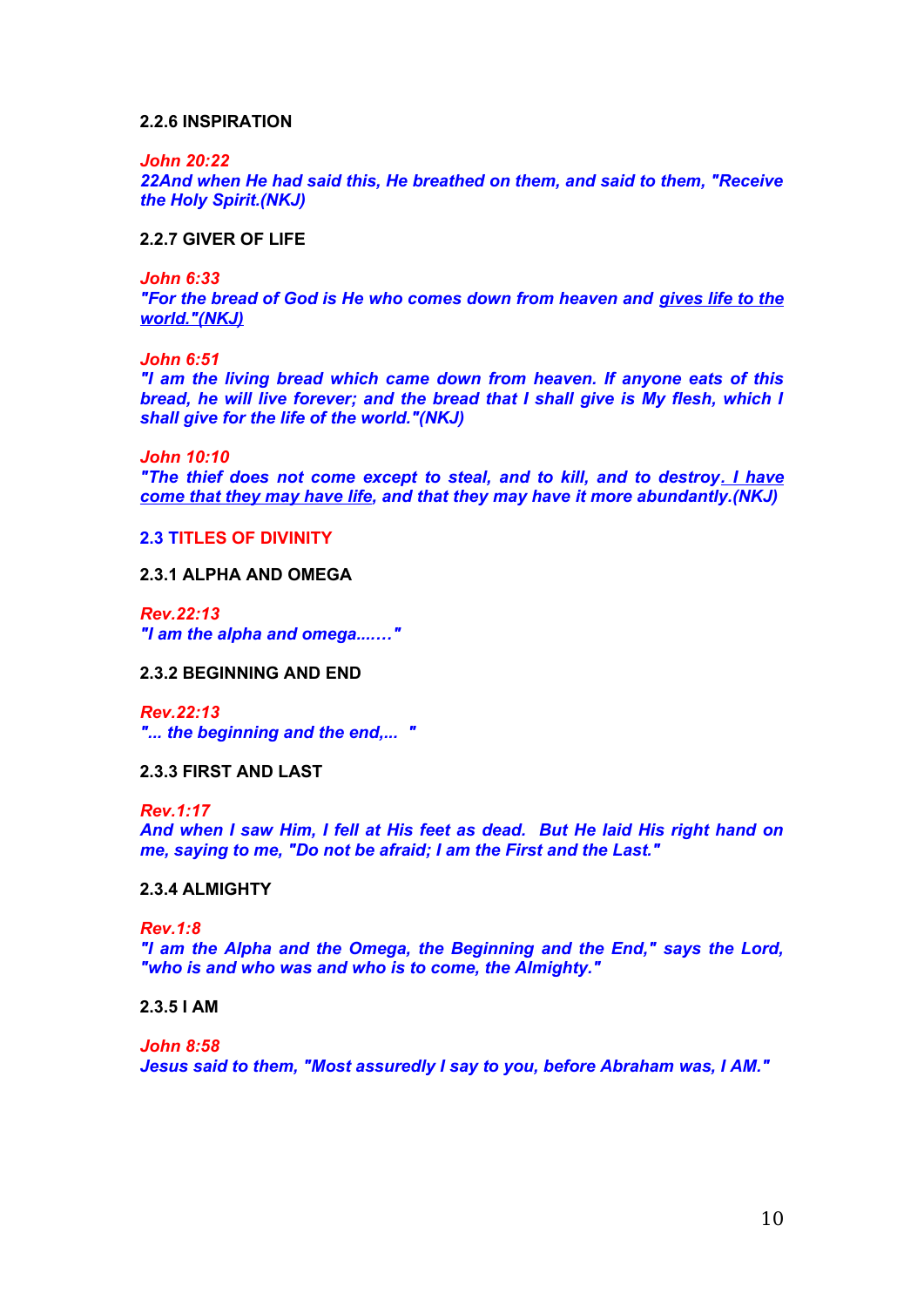#### 2.2.6 INSPIRATION

*John 20:22*

***22And when He had said this, He breathed on them, and said to them, "Receive the Holy Spirit.(NKJ)***

#### 2.2.7 GIVER OF LIFE

*John 6:33*

***"For the bread of God is He who comes down from heaven and <u>gives life to the world."(NKJ)</u>***

*John 6:51*

***"I am the living bread which came down from heaven. If anyone eats of this bread, he will live forever; and the bread that I shall give is My flesh, which I shall give for the life of the world."(NKJ)***

*John 10:10*

***"The thief does not come except to steal, and to kill, and to destroy<u>. I have come that they may have life</u>, and that they may have it more abundantly.(NKJ)***

### 2.3 TITLES OF DIVINITY

#### 2.3.1 ALPHA AND OMEGA

*Rev.22:13*

***"I am the alpha and omega....…"***

#### 2.3.2 BEGINNING AND END

*Rev.22:13*

***"... the beginning and the end,...  "***

#### 2.3.3 FIRST AND LAST

*Rev.1:17*

***And when I saw Him, I fell at His feet as dead.  But He laid His right hand on me, saying to me, "Do not be afraid; I am the First and the Last."***

#### 2.3.4 ALMIGHTY

*Rev.1:8*

***"I am the Alpha and the Omega, the Beginning and the End," says the Lord, "who is and who was and who is to come, the Almighty."***

#### 2.3.5 I AM

*John 8:58*

***Jesus said to them, "Most assuredly I say to you, before Abraham was, I AM."***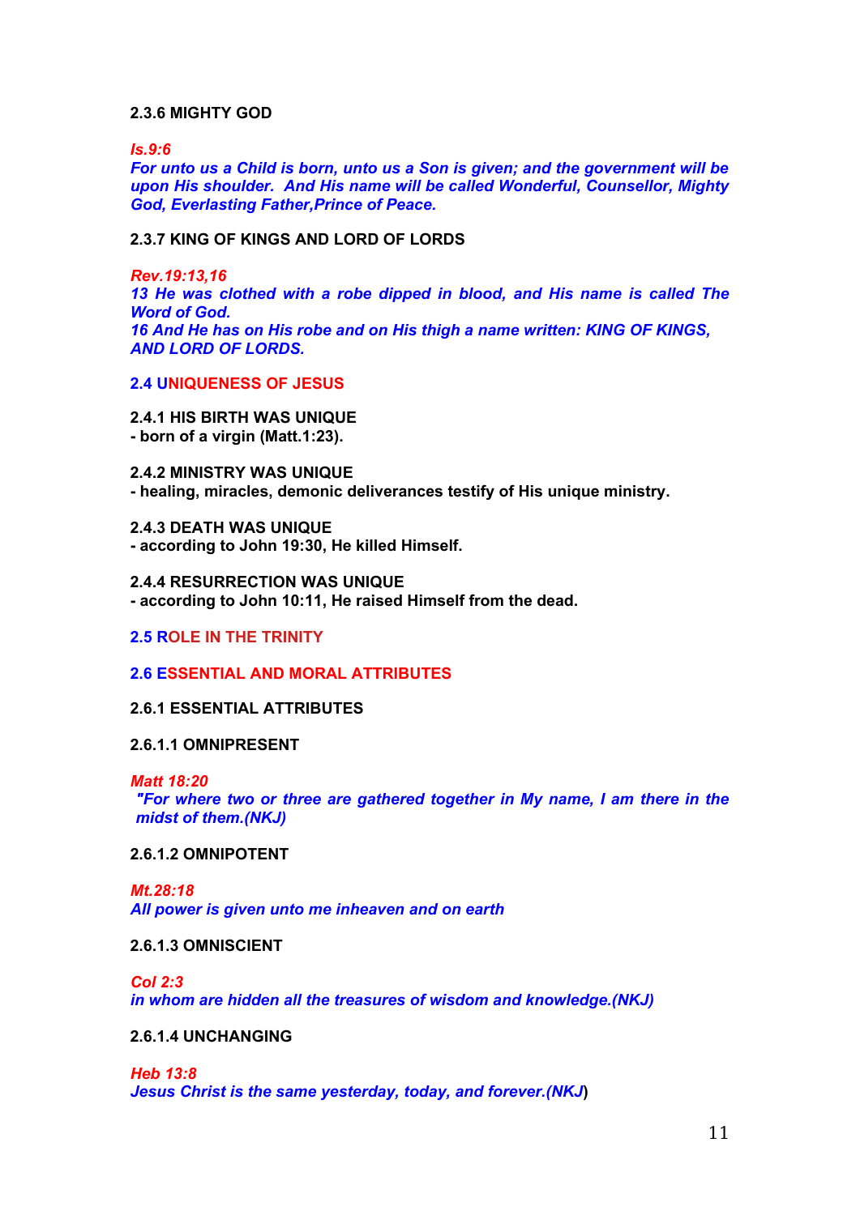**2.3.6 MIGHTY GOD**

***Is.9:6***
***For unto us a Child is born, unto us a Son is given; and the government will be upon His shoulder. And His name will be called Wonderful, Counsellor, Mighty God, Everlasting Father,Prince of Peace.***

**2.3.7 KING OF KINGS AND LORD OF LORDS**

***Rev.19:13,16***
***13 He was clothed with a robe dipped in blood, and His name is called The Word of God.***
***16 And He has on His robe and on His thigh a name written: KING OF KINGS, AND LORD OF LORDS.***

## 2.4 UNIQUENESS OF JESUS

**2.4.1 HIS BIRTH WAS UNIQUE**
**- born of a virgin (Matt.1:23).**

**2.4.2 MINISTRY WAS UNIQUE**
**- healing, miracles, demonic deliverances testify of His unique ministry.**

**2.4.3 DEATH WAS UNIQUE**
**- according to John 19:30, He killed Himself.**

**2.4.4 RESURRECTION WAS UNIQUE**
**- according to John 10:11, He raised Himself from the dead.**

## 2.5 ROLE IN THE TRINITY

## 2.6 ESSENTIAL AND MORAL ATTRIBUTES

### 2.6.1 ESSENTIAL ATTRIBUTES

**2.6.1.1 OMNIPRESENT**

***Matt 18:20***
***"For where two or three are gathered together in My name, I am there in the midst of them.(NKJ)***

**2.6.1.2 OMNIPOTENT**

***Mt.28:18***
***All power is given unto me inheaven and on earth***

**2.6.1.3 OMNISCIENT**

***Col 2:3***
***in whom are hidden all the treasures of wisdom and knowledge.(NKJ)***

**2.6.1.4 UNCHANGING**

***Heb 13:8***
***Jesus Christ is the same yesterday, today, and forever.(NKJ)***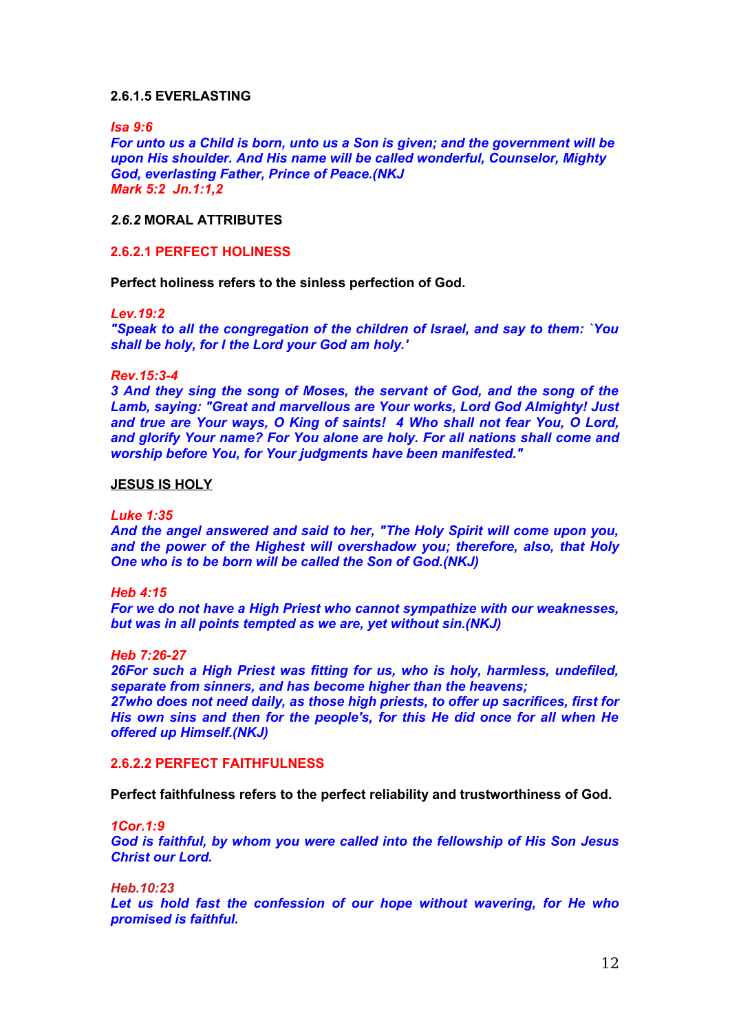### 2.6.1.5 EVERLASTING

***Isa 9:6***
***For unto us a Child is born, unto us a Son is given; and the government will be upon His shoulder. And His name will be called wonderful, Counselor, Mighty God, everlasting Father, Prince of Peace.(NKJ***
***Mark 5:2 Jn.1:1,2***

## *2.6.2* MORAL ATTRIBUTES

### 2.6.2.1 PERFECT HOLINESS

**Perfect holiness refers to the sinless perfection of God.**

***Lev.19:2***
***"Speak to all the congregation of the children of Israel, and say to them: `You shall be holy, for I the Lord your God am holy.'***

***Rev.15:3-4***
***3 And they sing the song of Moses, the servant of God, and the song of the Lamb, saying: "Great and marvellous are Your works, Lord God Almighty! Just and true are Your ways, O King of saints! 4 Who shall not fear You, O Lord, and glorify Your name? For You alone are holy. For all nations shall come and worship before You, for Your judgments have been manifested."***

**JESUS IS HOLY**

***Luke 1:35***
***And the angel answered and said to her, "The Holy Spirit will come upon you, and the power of the Highest will overshadow you; therefore, also, that Holy One who is to be born will be called the Son of God.(NKJ)***

***Heb 4:15***
***For we do not have a High Priest who cannot sympathize with our weaknesses, but was in all points tempted as we are, yet without sin.(NKJ)***

***Heb 7:26-27***
***26For such a High Priest was fitting for us, who is holy, harmless, undefiled, separate from sinners, and has become higher than the heavens;***
***27who does not need daily, as those high priests, to offer up sacrifices, first for His own sins and then for the people's, for this He did once for all when He offered up Himself.(NKJ)***

### 2.6.2.2 PERFECT FAITHFULNESS

**Perfect faithfulness refers to the perfect reliability and trustworthiness of God.**

***1Cor.1:9***
***God is faithful, by whom you were called into the fellowship of His Son Jesus Christ our Lord.***

***Heb.10:23***
***Let us hold fast the confession of our hope without wavering, for He who promised is faithful.***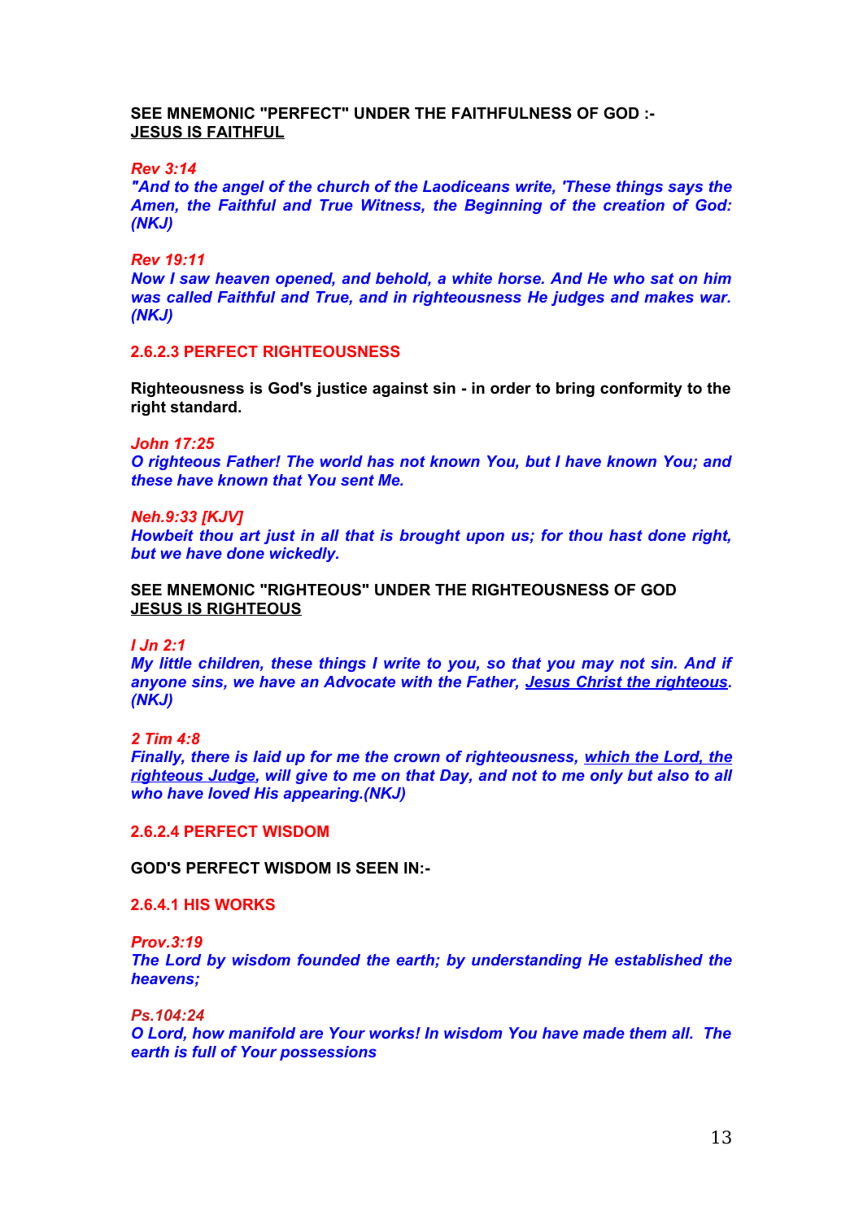**SEE MNEMONIC "PERFECT" UNDER THE FAITHFULNESS OF GOD :-**
**JESUS IS FAITHFUL**

***Rev 3:14***
***"And to the angel of the church of the Laodiceans write, 'These things says the Amen, the Faithful and True Witness, the Beginning of the creation of God: (NKJ)***

***Rev 19:11***
***Now I saw heaven opened, and behold, a white horse. And He who sat on him was called Faithful and True, and in righteousness He judges and makes war. (NKJ)***

### 2.6.2.3 PERFECT RIGHTEOUSNESS

**Righteousness is God's justice against sin - in order to bring conformity to the right standard.**

***John 17:25***
***O righteous Father! The world has not known You, but I have known You; and these have known that You sent Me.***

***Neh.9:33 [KJV]***
***Howbeit thou art just in all that is brought upon us; for thou hast done right, but we have done wickedly.***

**SEE MNEMONIC "RIGHTEOUS" UNDER THE RIGHTEOUSNESS OF GOD**
**JESUS IS RIGHTEOUS**

***I Jn 2:1***
***My little children, these things I write to you, so that you may not sin. And if anyone sins, we have an Advocate with the Father, Jesus Christ the righteous. (NKJ)***

***2 Tim 4:8***
***Finally, there is laid up for me the crown of righteousness, which the Lord, the righteous Judge, will give to me on that Day, and not to me only but also to all who have loved His appearing.(NKJ)***

### 2.6.2.4 PERFECT WISDOM

**GOD'S PERFECT WISDOM IS SEEN IN:-**

#### 2.6.4.1 HIS WORKS

***Prov.3:19***
***The Lord by wisdom founded the earth; by understanding He established the heavens;***

***Ps.104:24***
***O Lord, how manifold are Your works! In wisdom You have made them all. The earth is full of Your possessions***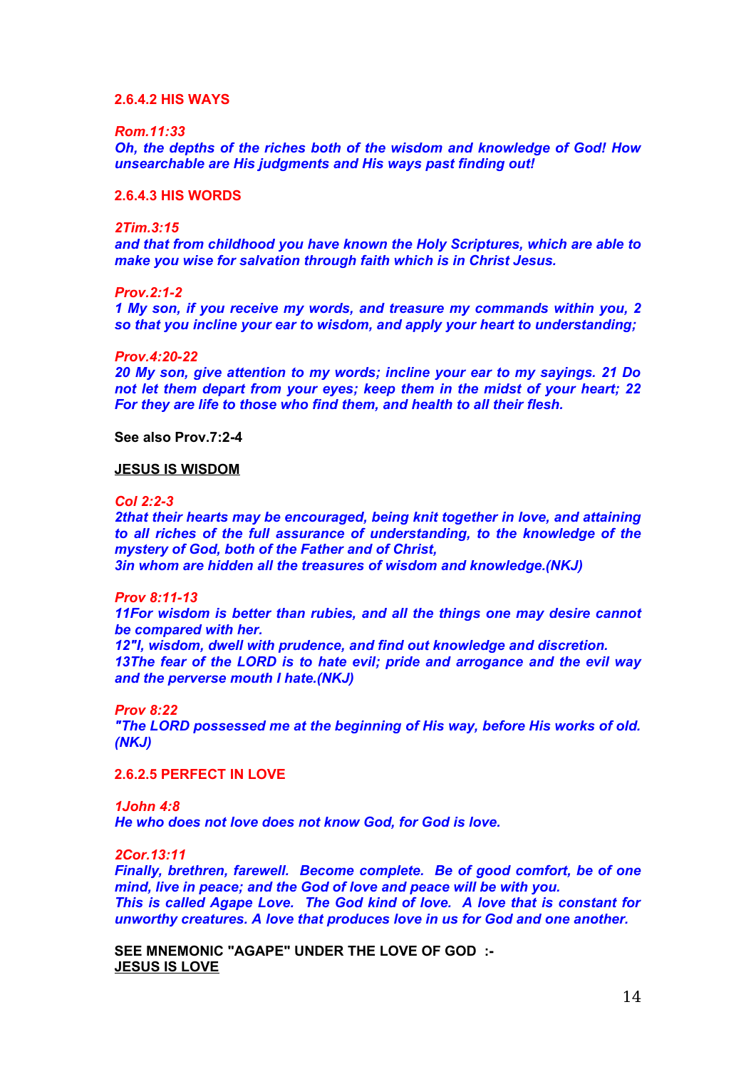### 2.6.4.2 HIS WAYS

***Rom.11:33***
***Oh, the depths of the riches both of the wisdom and knowledge of God! How unsearchable are His judgments and His ways past finding out!***

### 2.6.4.3 HIS WORDS

***2Tim.3:15***
***and that from childhood you have known the Holy Scriptures, which are able to make you wise for salvation through faith which is in Christ Jesus.***

***Prov.2:1-2***
***1 My son, if you receive my words, and treasure my commands within you, 2 so that you incline your ear to wisdom, and apply your heart to understanding;***

***Prov.4:20-22***
***20 My son, give attention to my words; incline your ear to my sayings. 21 Do not let them depart from your eyes; keep them in the midst of your heart; 22 For they are life to those who find them, and health to all their flesh.***

**See also Prov.7:2-4**

**<u>JESUS IS WISDOM</u>**

***Col 2:2-3***
***2that their hearts may be encouraged, being knit together in love, and attaining to all riches of the full assurance of understanding, to the knowledge of the mystery of God, both of the Father and of Christ,***
***3in whom are hidden all the treasures of wisdom and knowledge.(NKJ)***

***Prov 8:11-13***
***11For wisdom is better than rubies, and all the things one may desire cannot be compared with her.***
***12"I, wisdom, dwell with prudence, and find out knowledge and discretion.***
***13The fear of the LORD is to hate evil; pride and arrogance and the evil way and the perverse mouth I hate.(NKJ)***

***Prov 8:22***
***"The LORD possessed me at the beginning of His way, before His works of old. (NKJ)***

### 2.6.2.5 PERFECT IN LOVE

***1John 4:8***
***He who does not love does not know God, for God is love.***

***2Cor.13:11***
***Finally, brethren, farewell. Become complete. Be of good comfort, be of one mind, live in peace; and the God of love and peace will be with you.***
***This is called Agape Love. The God kind of love. A love that is constant for unworthy creatures. A love that produces love in us for God and one another.***

**SEE MNEMONIC "AGAPE" UNDER THE LOVE OF GOD :-**
**<u>JESUS IS LOVE</u>**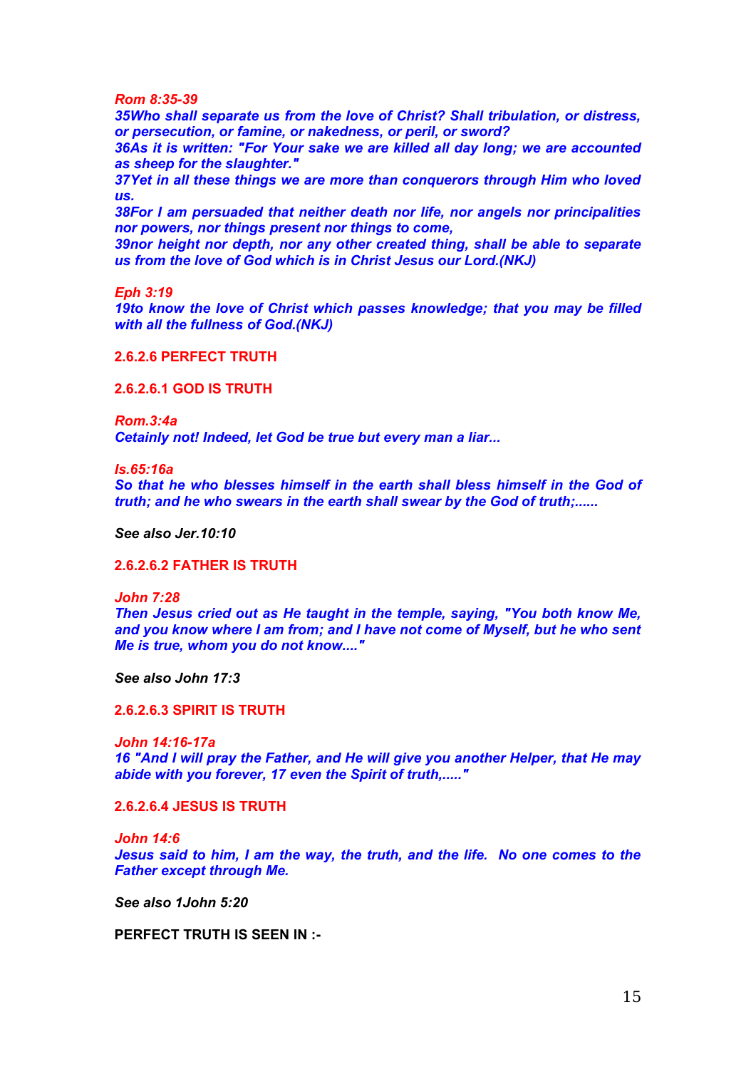***Rom 8:35-39***

***35Who shall separate us from the love of Christ? Shall tribulation, or distress, or persecution, or famine, or nakedness, or peril, or sword?***

***36As it is written: "For Your sake we are killed all day long; we are accounted as sheep for the slaughter."***

***37Yet in all these things we are more than conquerors through Him who loved us.***

***38For I am persuaded that neither death nor life, nor angels nor principalities nor powers, nor things present nor things to come,***

***39nor height nor depth, nor any other created thing, shall be able to separate us from the love of God which is in Christ Jesus our Lord.(NKJ)***

***Eph 3:19***

***19to know the love of Christ which passes knowledge; that you may be filled with all the fullness of God.(NKJ)***

### 2.6.2.6 PERFECT TRUTH

#### 2.6.2.6.1 GOD IS TRUTH

***Rom.3:4a***

***Cetainly not! Indeed, let God be true but every man a liar...***

***Is.65:16a***

***So that he who blesses himself in the earth shall bless himself in the God of truth; and he who swears in the earth shall swear by the God of truth;......***

***See also Jer.10:10***

#### 2.6.2.6.2 FATHER IS TRUTH

***John 7:28***

***Then Jesus cried out as He taught in the temple, saying, "You both know Me, and you know where I am from; and I have not come of Myself, but he who sent Me is true, whom you do not know...."***

***See also John 17:3***

#### 2.6.2.6.3 SPIRIT IS TRUTH

***John 14:16-17a***

***16 "And I will pray the Father, and He will give you another Helper, that He may abide with you forever, 17 even the Spirit of truth,....."***

#### 2.6.2.6.4 JESUS IS TRUTH

***John 14:6***

***Jesus said to him, I am the way, the truth, and the life. No one comes to the Father except through Me.***

***See also 1John 5:20***

**PERFECT TRUTH IS SEEN IN :-**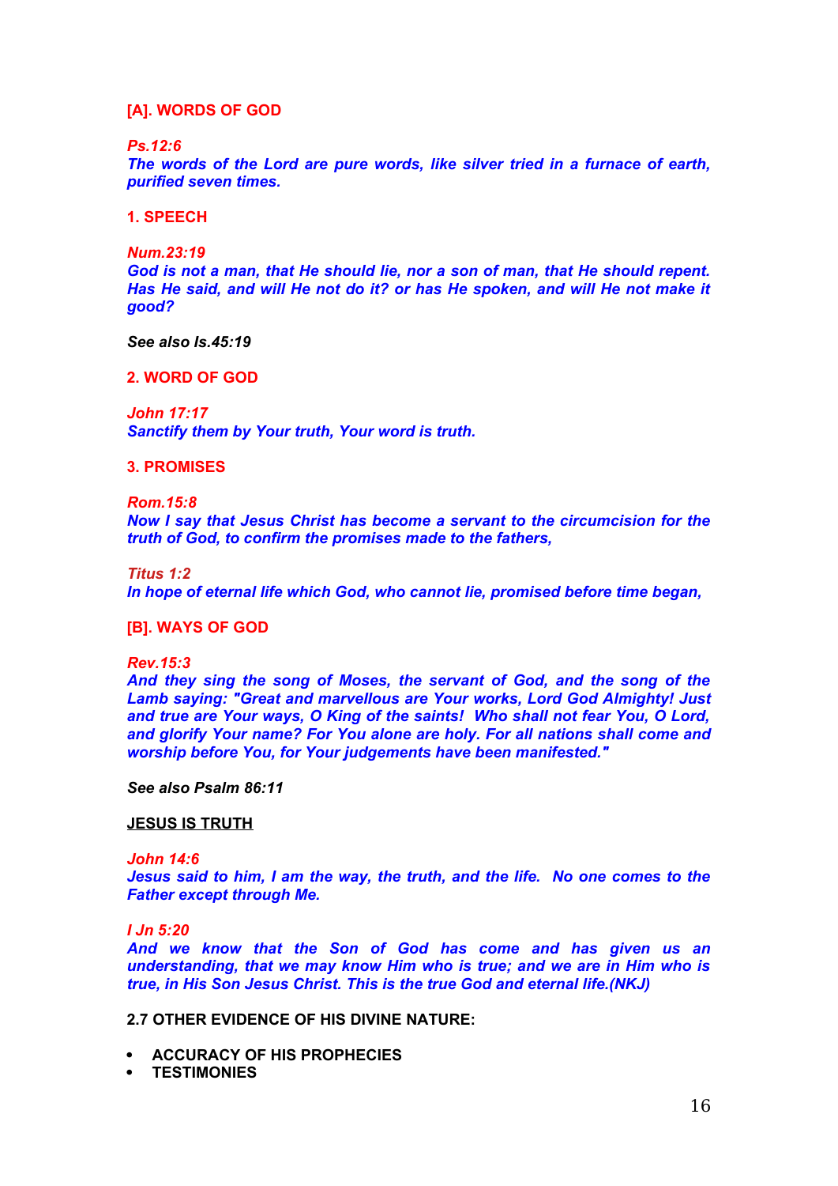**[A]. WORDS OF GOD**

***Ps.12:6***
***The words of the Lord are pure words, like silver tried in a furnace of earth, purified seven times.***

**1. SPEECH**

***Num.23:19***
***God is not a man, that He should lie, nor a son of man, that He should repent. Has He said, and will He not do it? or has He spoken, and will He not make it good?***

***See also Is.45:19***

**2. WORD OF GOD**

***John 17:17***
***Sanctify them by Your truth, Your word is truth.***

**3. PROMISES**

***Rom.15:8***
***Now I say that Jesus Christ has become a servant to the circumcision for the truth of God, to confirm the promises made to the fathers,***

***Titus 1:2***
***In hope of eternal life which God, who cannot lie, promised before time began,***

**[B]. WAYS OF GOD**

***Rev.15:3***
***And they sing the song of Moses, the servant of God, and the song of the Lamb saying: "Great and marvellous are Your works, Lord God Almighty! Just and true are Your ways, O King of the saints! Who shall not fear You, O Lord, and glorify Your name? For You alone are holy. For all nations shall come and worship before You, for Your judgements have been manifested."***

***See also Psalm 86:11***

**JESUS IS TRUTH**

***John 14:6***
***Jesus said to him, I am the way, the truth, and the life. No one comes to the Father except through Me.***

***I Jn 5:20***
***And we know that the Son of God has come and has given us an understanding, that we may know Him who is true; and we are in Him who is true, in His Son Jesus Christ. This is the true God and eternal life.(NKJ)***

**2.7 OTHER EVIDENCE OF HIS DIVINE NATURE:**

- **ACCURACY OF HIS PROPHECIES**
- **TESTIMONIES**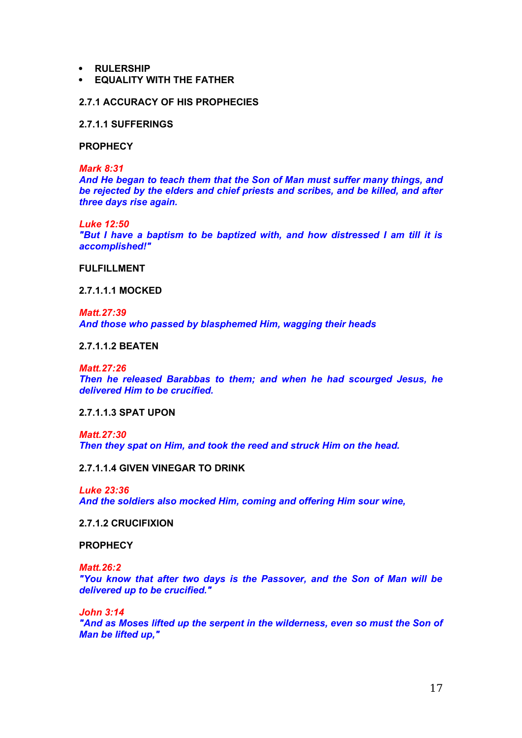- **RULERSHIP**
- **EQUALITY WITH THE FATHER**

**2.7.1 ACCURACY OF HIS PROPHECIES**

**2.7.1.1 SUFFERINGS**

**PROPHECY**

***Mark 8:31***
***And He began to teach them that the Son of Man must suffer many things, and be rejected by the elders and chief priests and scribes, and be killed, and after three days rise again.***

***Luke 12:50***
***"But I have a baptism to be baptized with, and how distressed I am till it is accomplished!"***

**FULFILLMENT**

**2.7.1.1.1 MOCKED**

***Matt.27:39***
***And those who passed by blasphemed Him, wagging their heads***

**2.7.1.1.2 BEATEN**

***Matt.27:26***
***Then he released Barabbas to them; and when he had scourged Jesus, he delivered Him to be crucified.***

**2.7.1.1.3 SPAT UPON**

***Matt.27:30***
***Then they spat on Him, and took the reed and struck Him on the head.***

**2.7.1.1.4 GIVEN VINEGAR TO DRINK**

***Luke 23:36***
***And the soldiers also mocked Him, coming and offering Him sour wine,***

**2.7.1.2 CRUCIFIXION**

**PROPHECY**

***Matt.26:2***
***"You know that after two days is the Passover, and the Son of Man will be delivered up to be crucified."***

***John 3:14***
***"And as Moses lifted up the serpent in the wilderness, even so must the Son of Man be lifted up,"***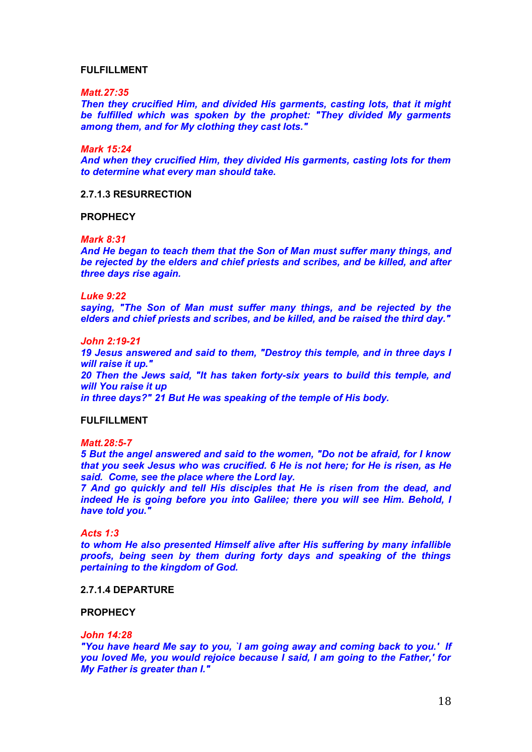**FULFILLMENT**

***Matt.27:35***
***Then they crucified Him, and divided His garments, casting lots, that it might be fulfilled which was spoken by the prophet: "They divided My garments among them, and for My clothing they cast lots."***

***Mark 15:24***
***And when they crucified Him, they divided His garments, casting lots for them to determine what every man should take.***

**2.7.1.3 RESURRECTION**

**PROPHECY**

***Mark 8:31***
***And He began to teach them that the Son of Man must suffer many things, and be rejected by the elders and chief priests and scribes, and be killed, and after three days rise again.***

***Luke 9:22***
***saying, "The Son of Man must suffer many things, and be rejected by the elders and chief priests and scribes, and be killed, and be raised the third day."***

***John 2:19-21***
***19 Jesus answered and said to them, "Destroy this temple, and in three days I will raise it up."***
***20 Then the Jews said, "It has taken forty-six years to build this temple, and will You raise it up***
***in three days?" 21 But He was speaking of the temple of His body.***

**FULFILLMENT**

***Matt.28:5-7***
***5 But the angel answered and said to the women, "Do not be afraid, for I know that you seek Jesus who was crucified. 6 He is not here; for He is risen, as He said. Come, see the place where the Lord lay.***
***7 And go quickly and tell His disciples that He is risen from the dead, and indeed He is going before you into Galilee; there you will see Him. Behold, I have told you."***

***Acts 1:3***
***to whom He also presented Himself alive after His suffering by many infallible proofs, being seen by them during forty days and speaking of the things pertaining to the kingdom of God.***

**2.7.1.4 DEPARTURE**

**PROPHECY**

***John 14:28***
***"You have heard Me say to you, `I am going away and coming back to you.' If you loved Me, you would rejoice because I said, I am going to the Father,' for My Father is greater than I."***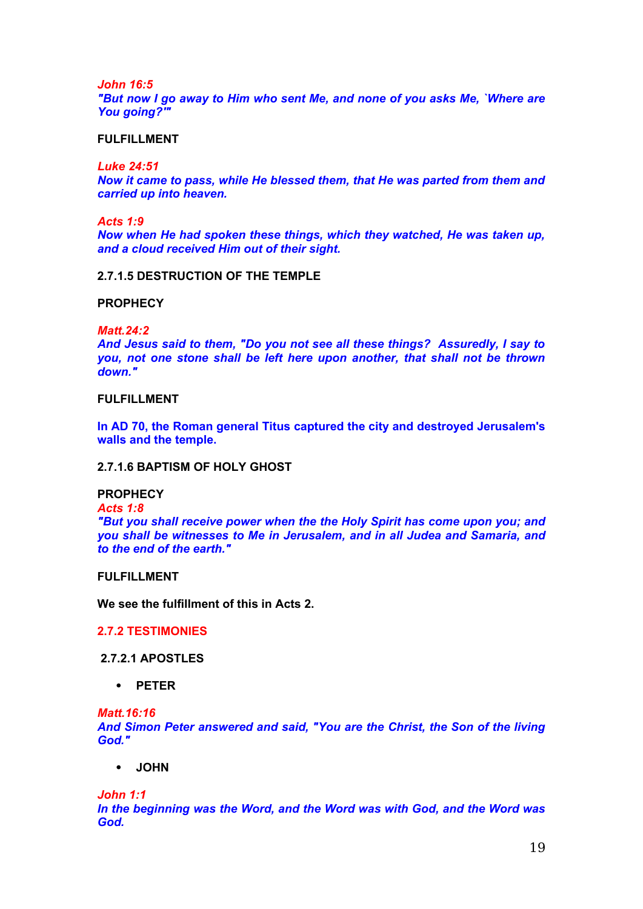***John 16:5***
***"But now I go away to Him who sent Me, and none of you asks Me, `Where are You going?'"***

**FULFILLMENT**

***Luke 24:51***
***Now it came to pass, while He blessed them, that He was parted from them and carried up into heaven.***

***Acts 1:9***
***Now when He had spoken these things, which they watched, He was taken up, and a cloud received Him out of their sight.***

#### 2.7.1.5 DESTRUCTION OF THE TEMPLE

**PROPHECY**

***Matt.24:2***
***And Jesus said to them, "Do you not see all these things? Assuredly, I say to you, not one stone shall be left here upon another, that shall not be thrown down."***

**FULFILLMENT**

**In AD 70, the Roman general Titus captured the city and destroyed Jerusalem's walls and the temple.**

#### 2.7.1.6 BAPTISM OF HOLY GHOST

**PROPHECY**
***Acts 1:8***
***"But you shall receive power when the the Holy Spirit has come upon you; and you shall be witnesses to Me in Jerusalem, and in all Judea and Samaria, and to the end of the earth."***

**FULFILLMENT**

**We see the fulfillment of this in Acts 2.**

### 2.7.2 TESTIMONIES

#### 2.7.2.1 APOSTLES

- **PETER**

***Matt.16:16***
***And Simon Peter answered and said, "You are the Christ, the Son of the living God."***

- **JOHN**

***John 1:1***
***In the beginning was the Word, and the Word was with God, and the Word was God.***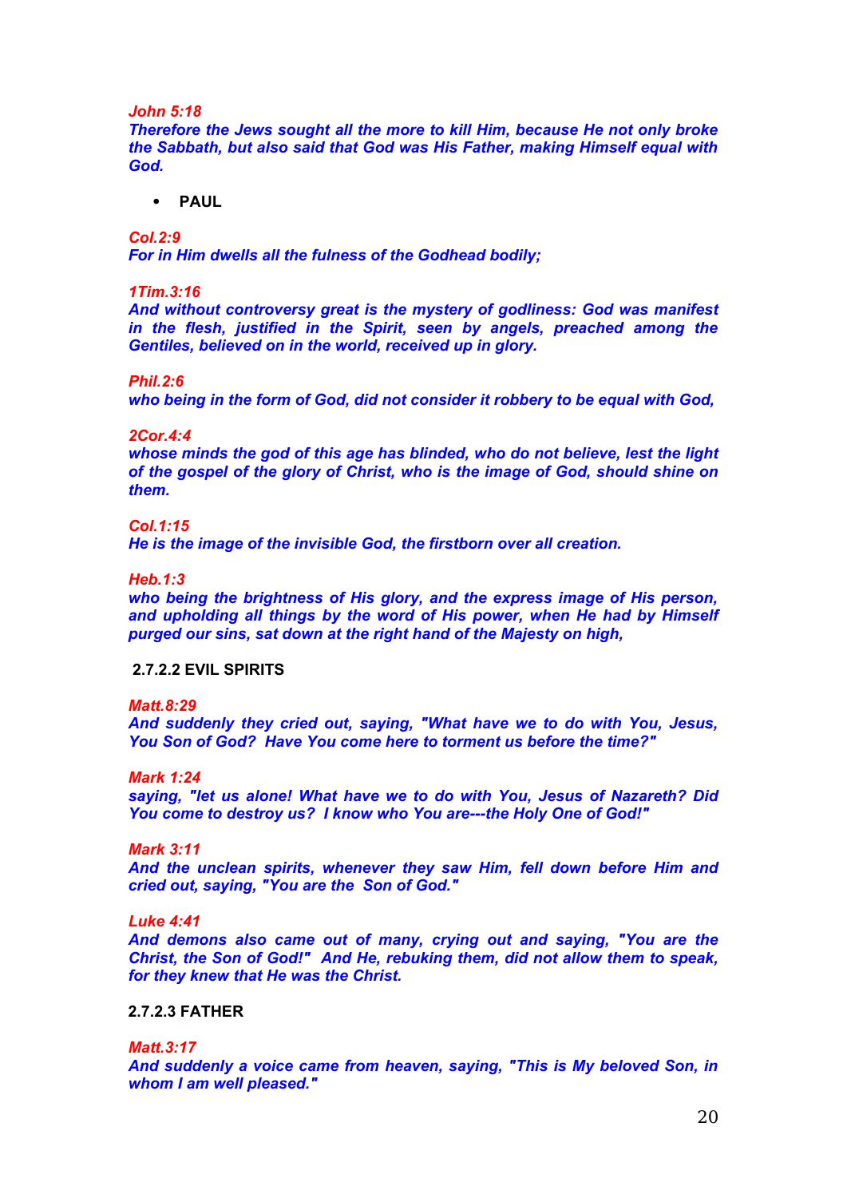***John 5:18***
***Therefore the Jews sought all the more to kill Him, because He not only broke the Sabbath, but also said that God was His Father, making Himself equal with God.***

- **PAUL**

***Col.2:9***
***For in Him dwells all the fulness of the Godhead bodily;***

***1Tim.3:16***
***And without controversy great is the mystery of godliness: God was manifest in the flesh, justified in the Spirit, seen by angels, preached among the Gentiles, believed on in the world, received up in glory.***

***Phil.2:6***
***who being in the form of God, did not consider it robbery to be equal with God,***

***2Cor.4:4***
***whose minds the god of this age has blinded, who do not believe, lest the light of the gospel of the glory of Christ, who is the image of God, should shine on them.***

***Col.1:15***
***He is the image of the invisible God, the firstborn over all creation.***

***Heb.1:3***
***who being the brightness of His glory, and the express image of His person, and upholding all things by the word of His power, when He had by Himself purged our sins, sat down at the right hand of the Majesty on high,***

#### 2.7.2.2 EVIL SPIRITS

***Matt.8:29***
***And suddenly they cried out, saying, "What have we to do with You, Jesus, You Son of God? Have You come here to torment us before the time?"***

***Mark 1:24***
***saying, "let us alone! What have we to do with You, Jesus of Nazareth? Did You come to destroy us? I know who You are---the Holy One of God!"***

***Mark 3:11***
***And the unclean spirits, whenever they saw Him, fell down before Him and cried out, saying, "You are the Son of God."***

***Luke 4:41***
***And demons also came out of many, crying out and saying, "You are the Christ, the Son of God!" And He, rebuking them, did not allow them to speak, for they knew that He was the Christ.***

#### 2.7.2.3 FATHER

***Matt.3:17***
***And suddenly a voice came from heaven, saying, "This is My beloved Son, in whom I am well pleased."***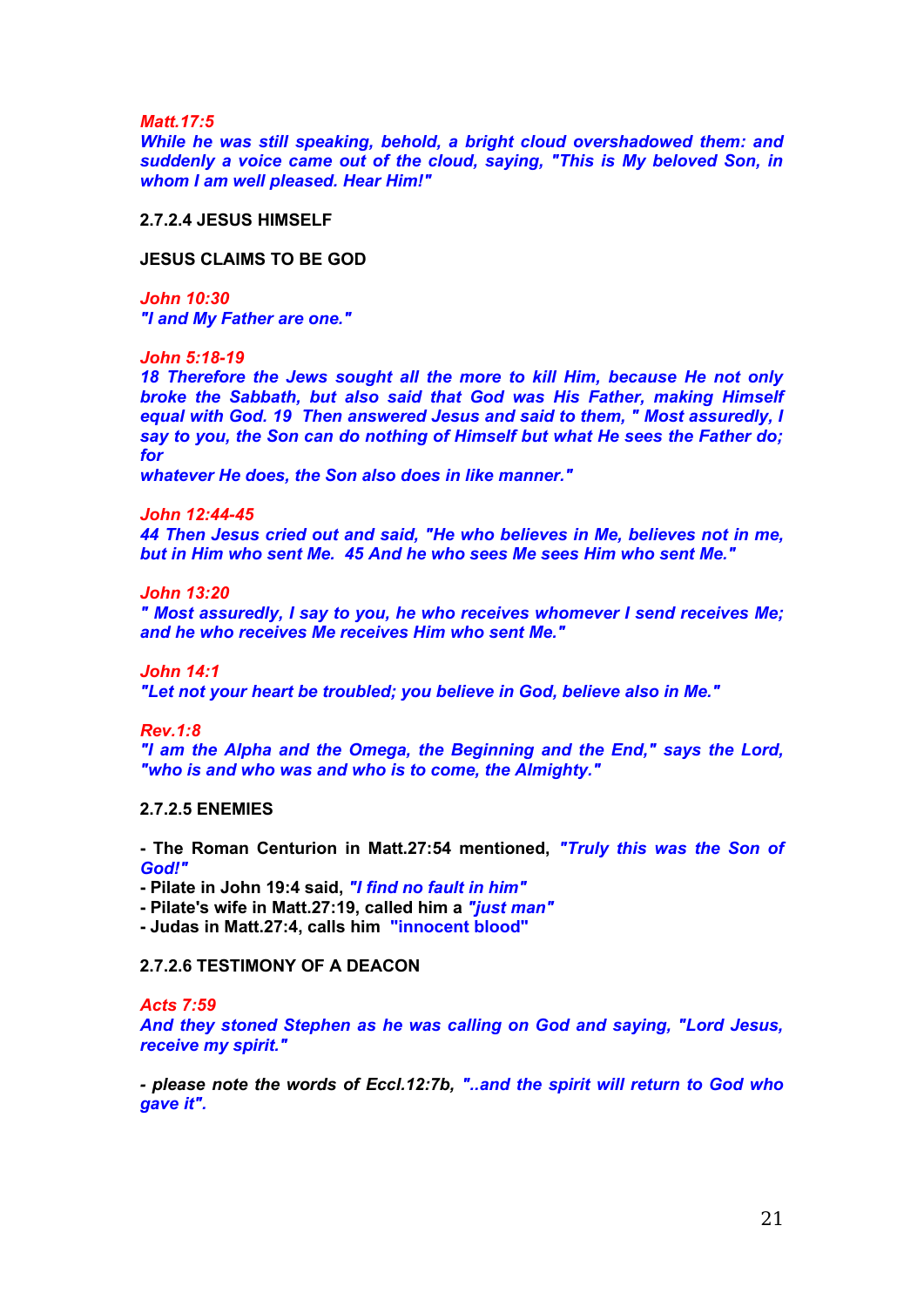***Matt.17:5***
***While he was still speaking, behold, a bright cloud overshadowed them: and suddenly a voice came out of the cloud, saying, "This is My beloved Son, in whom I am well pleased. Hear Him!"***

**2.7.2.4 JESUS HIMSELF**

**JESUS CLAIMS TO BE GOD**

***John 10:30***
***"I and My Father are one."***

***John 5:18-19***
***18 Therefore the Jews sought all the more to kill Him, because He not only broke the Sabbath, but also said that God was His Father, making Himself equal with God. 19 Then answered Jesus and said to them, " Most assuredly, I say to you, the Son can do nothing of Himself but what He sees the Father do; for***
***whatever He does, the Son also does in like manner."***

***John 12:44-45***
***44 Then Jesus cried out and said, "He who believes in Me, believes not in me, but in Him who sent Me. 45 And he who sees Me sees Him who sent Me."***

***John 13:20***
***" Most assuredly, I say to you, he who receives whomever I send receives Me; and he who receives Me receives Him who sent Me."***

***John 14:1***
***"Let not your heart be troubled; you believe in God, believe also in Me."***

***Rev.1:8***
***"I am the Alpha and the Omega, the Beginning and the End," says the Lord, "who is and who was and who is to come, the Almighty."***

**2.7.2.5 ENEMIES**

**- The Roman Centurion in Matt.27:54 mentioned,** ***"Truly this was the Son of God!"***
**- Pilate in John 19:4 said,** ***"I find no fault in him"***
**- Pilate's wife in Matt.27:19, called him a** ***"just man"***
**- Judas in Matt.27:4, calls him "innocent blood"**

**2.7.2.6 TESTIMONY OF A DEACON**

***Acts 7:59***
***And they stoned Stephen as he was calling on God and saying, "Lord Jesus, receive my spirit."***

***- please note the words of Eccl.12:7b, "..and the spirit will return to God who gave it".***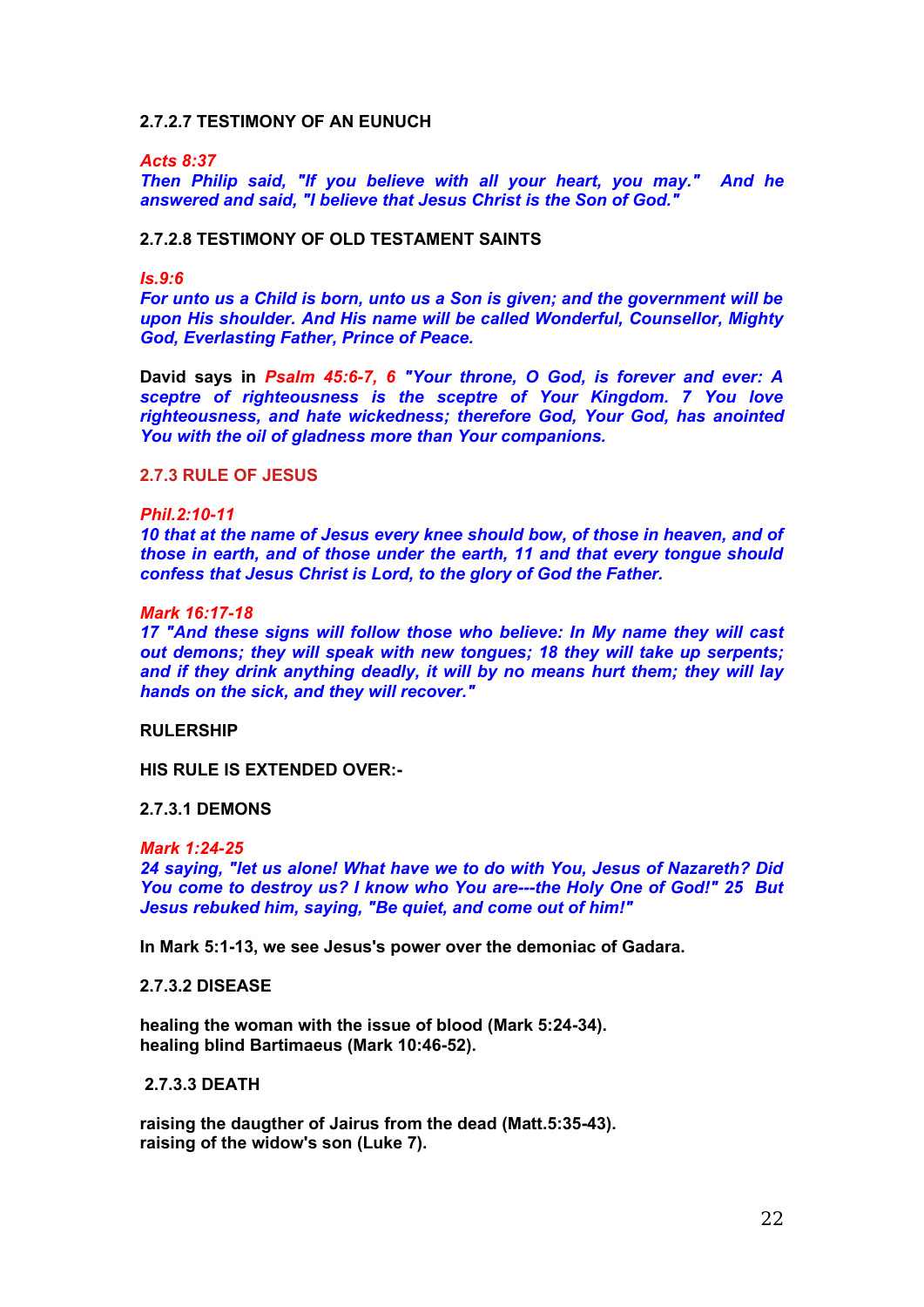### 2.7.2.7 TESTIMONY OF AN EUNUCH

***Acts 8:37***
***Then Philip said, "If you believe with all your heart, you may." And he answered and said, "I believe that Jesus Christ is the Son of God."***

### 2.7.2.8 TESTIMONY OF OLD TESTAMENT SAINTS

***Is.9:6***
***For unto us a Child is born, unto us a Son is given; and the government will be upon His shoulder. And His name will be called Wonderful, Counsellor, Mighty God, Everlasting Father, Prince of Peace.***

**David says in** ***Psalm 45:6-7, 6 "Your throne, O God, is forever and ever: A sceptre of righteousness is the sceptre of Your Kingdom. 7 You love righteousness, and hate wickedness; therefore God, Your God, has anointed You with the oil of gladness more than Your companions.***

## 2.7.3 RULE OF JESUS

***Phil.2:10-11***
***10 that at the name of Jesus every knee should bow, of those in heaven, and of those in earth, and of those under the earth, 11 and that every tongue should confess that Jesus Christ is Lord, to the glory of God the Father.***

***Mark 16:17-18***
***17 "And these signs will follow those who believe: In My name they will cast out demons; they will speak with new tongues; 18 they will take up serpents; and if they drink anything deadly, it will by no means hurt them; they will lay hands on the sick, and they will recover."***

**RULERSHIP**

**HIS RULE IS EXTENDED OVER:-**

### 2.7.3.1 DEMONS

***Mark 1:24-25***
***24 saying, "let us alone! What have we to do with You, Jesus of Nazareth? Did You come to destroy us? I know who You are---the Holy One of God!" 25 But Jesus rebuked him, saying, "Be quiet, and come out of him!"***

**In Mark 5:1-13, we see Jesus's power over the demoniac of Gadara.**

### 2.7.3.2 DISEASE

**healing the woman with the issue of blood (Mark 5:24-34).**
**healing blind Bartimaeus (Mark 10:46-52).**

### 2.7.3.3 DEATH

**raising the daugther of Jairus from the dead (Matt.5:35-43).**
**raising of the widow's son (Luke 7).**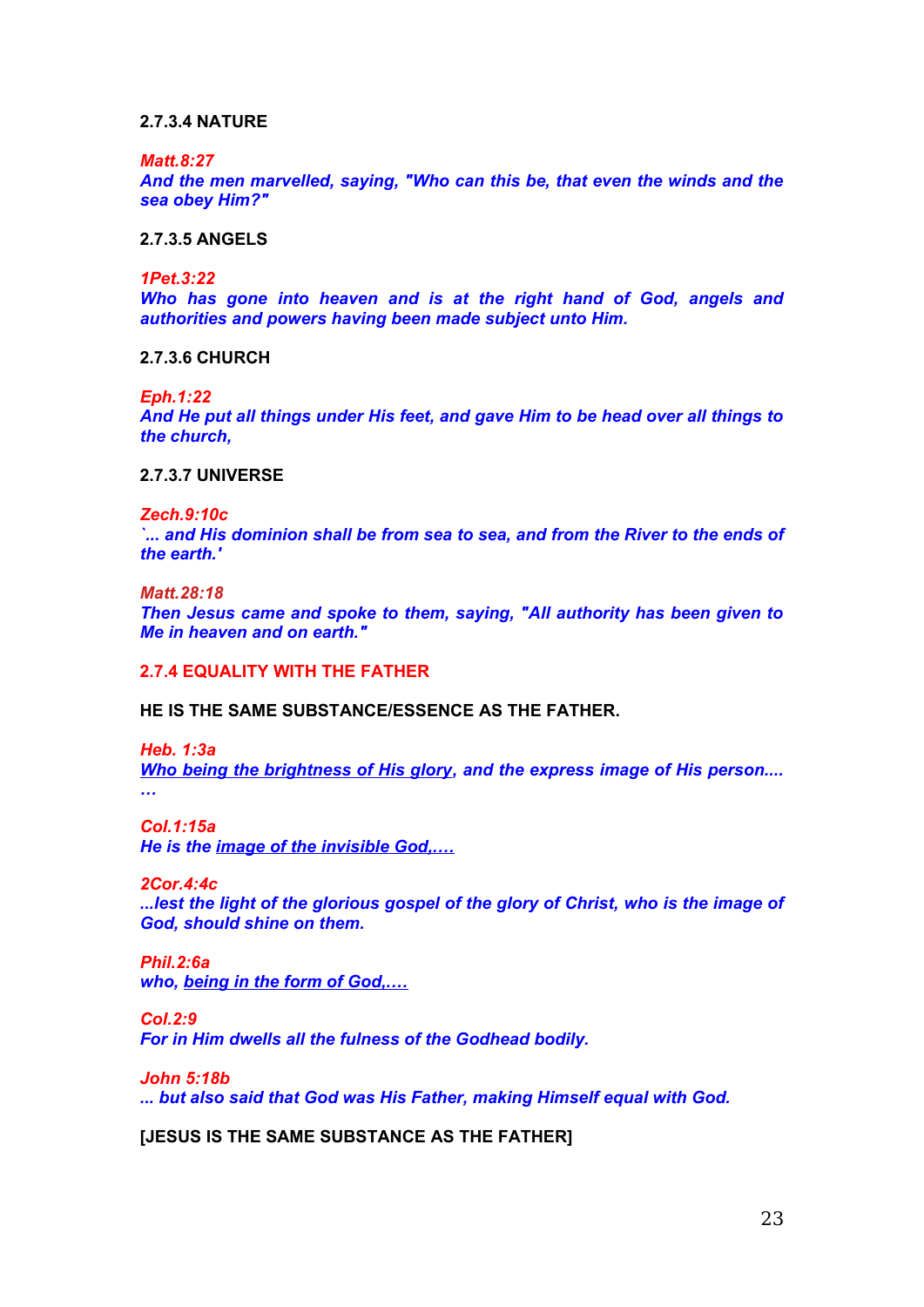**2.7.3.4 NATURE**

***Matt.8:27***
***And the men marvelled, saying, "Who can this be, that even the winds and the sea obey Him?"***

**2.7.3.5 ANGELS**

***1Pet.3:22***
***Who has gone into heaven and is at the right hand of God, angels and authorities and powers having been made subject unto Him.***

**2.7.3.6 CHURCH**

***Eph.1:22***
***And He put all things under His feet, and gave Him to be head over all things to the church,***

**2.7.3.7 UNIVERSE**

***Zech.9:10c***
***`... and His dominion shall be from sea to sea, and from the River to the ends of the earth.'***

***Matt.28:18***
***Then Jesus came and spoke to them, saying, "All authority has been given to Me in heaven and on earth."***

**2.7.4 EQUALITY WITH THE FATHER**

**HE IS THE SAME SUBSTANCE/ESSENCE AS THE FATHER.**

***Heb. 1:3a***
***<u>Who being the brightness of His glory</u>, and the express image of His person.... …***

***Col.1:15a***
***He is the <u>image of the invisible God,….</u>***

***2Cor.4:4c***
***...lest the light of the glorious gospel of the glory of Christ, who is the image of God, should shine on them.***

***Phil.2:6a***
***who, <u>being in the form of God,….</u>***

***Col.2:9***
***For in Him dwells all the fulness of the Godhead bodily.***

***John 5:18b***
***... but also said that God was His Father, making Himself equal with God.***

**[JESUS IS THE SAME SUBSTANCE AS THE FATHER]**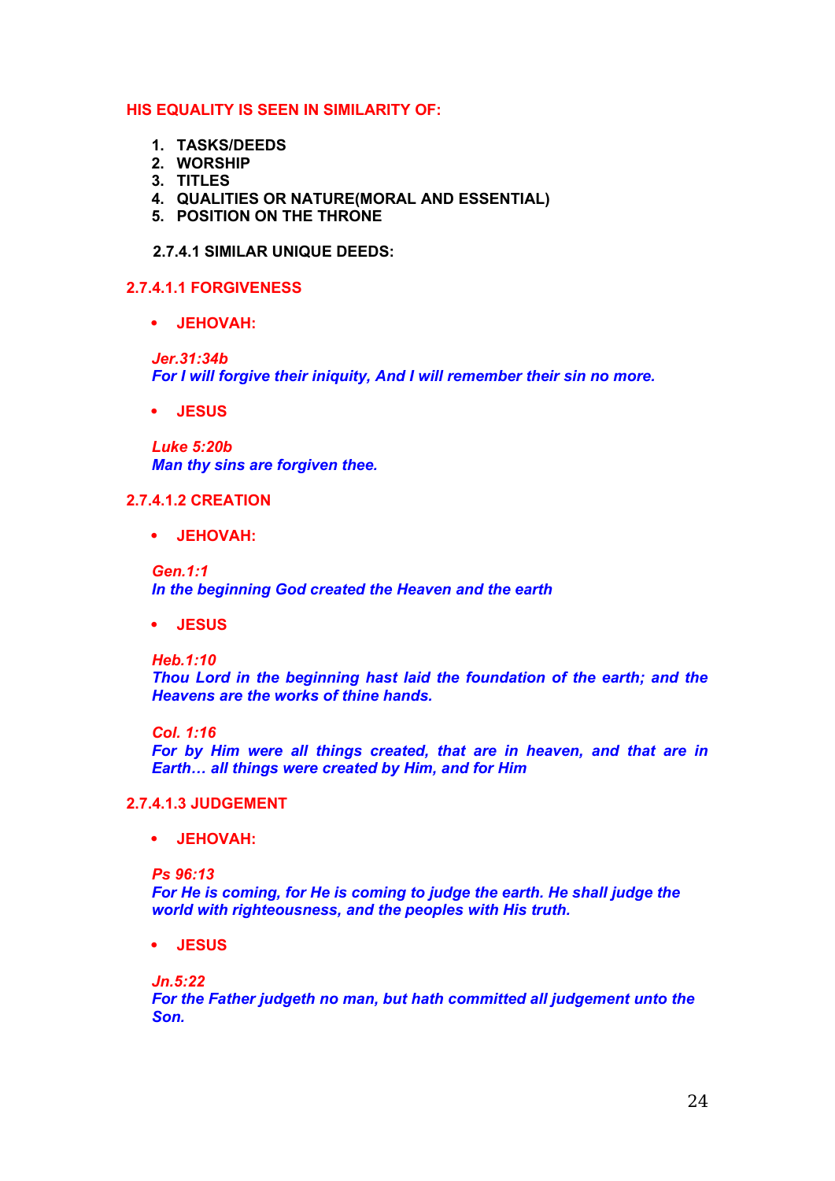**HIS EQUALITY IS SEEN IN SIMILARITY OF:**

1. **TASKS/DEEDS**
2. **WORSHIP**
3. **TITLES**
4. **QUALITIES OR NATURE(MORAL AND ESSENTIAL)**
5. **POSITION ON THE THRONE**

### 2.7.4.1 SIMILAR UNIQUE DEEDS:

#### 2.7.4.1.1 FORGIVENESS

- **JEHOVAH:**

***Jer.31:34b***
***For I will forgive their iniquity, And I will remember their sin no more.***

- **JESUS**

***Luke 5:20b***
***Man thy sins are forgiven thee.***

#### 2.7.4.1.2 CREATION

- **JEHOVAH:**

***Gen.1:1***
***In the beginning God created the Heaven and the earth***

- **JESUS**

***Heb.1:10***
***Thou Lord in the beginning hast laid the foundation of the earth; and the Heavens are the works of thine hands.***

***Col. 1:16***
***For by Him were all things created, that are in heaven, and that are in Earth… all things were created by Him, and for Him***

#### 2.7.4.1.3 JUDGEMENT

- **JEHOVAH:**

***Ps 96:13***
***For He is coming, for He is coming to judge the earth. He shall judge the world with righteousness, and the peoples with His truth.***

- **JESUS**

***Jn.5:22***
***For the Father judgeth no man, but hath committed all judgement unto the Son.***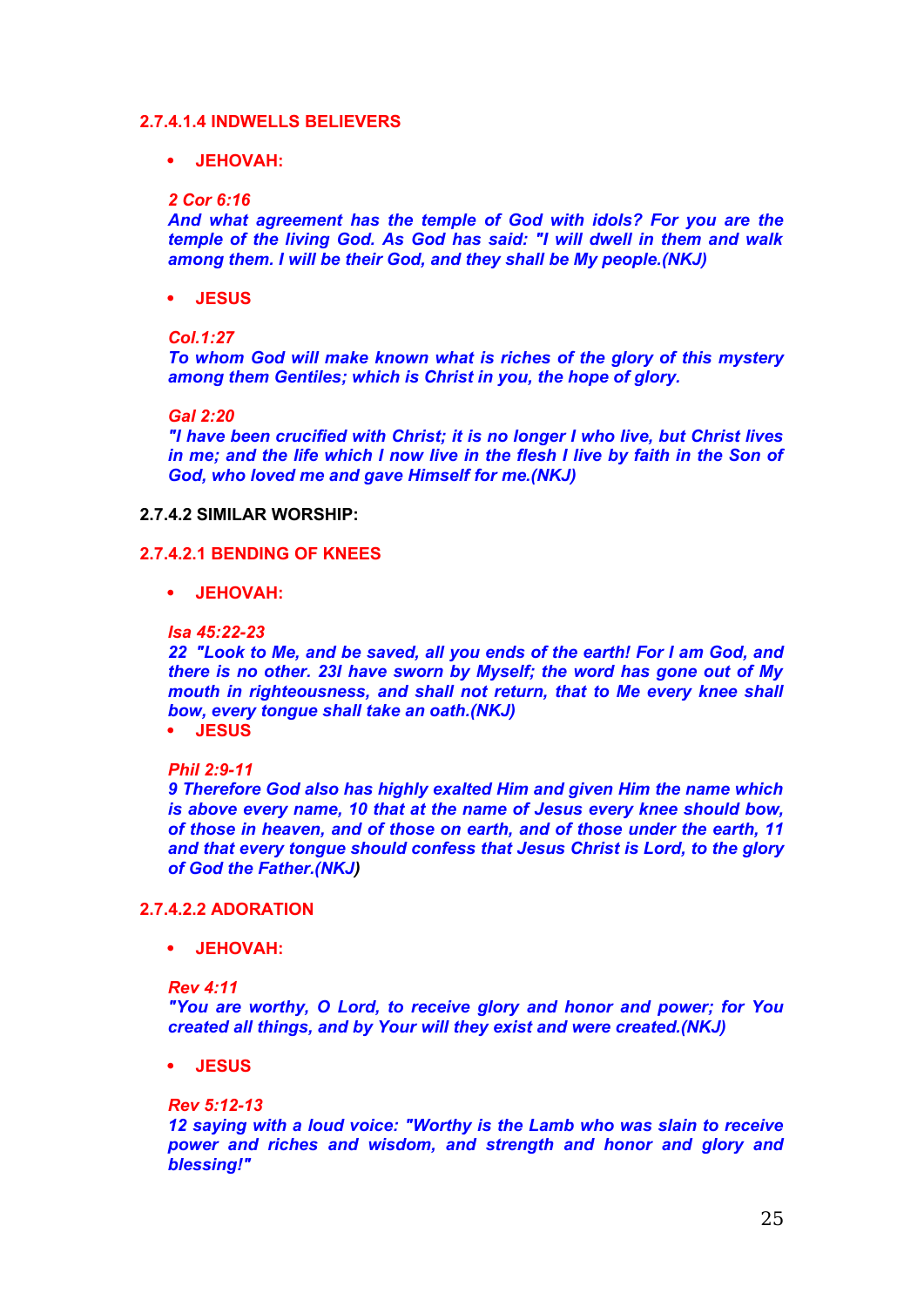#### 2.7.4.1.4 INDWELLS BELIEVERS

- **JEHOVAH:**

*2 Cor 6:16*
***And what agreement has the temple of God with idols? For you are the temple of the living God. As God has said: "I will dwell in them and walk among them. I will be their God, and they shall be My people.(NKJ)***

- **JESUS**

*Col.1:27*
***To whom God will make known what is riches of the glory of this mystery among them Gentiles; which is Christ in you, the hope of glory.***

*Gal 2:20*
***"I have been crucified with Christ; it is no longer I who live, but Christ lives in me; and the life which I now live in the flesh I live by faith in the Son of God, who loved me and gave Himself for me.(NKJ)***

### 2.7.4.2 SIMILAR WORSHIP:

#### 2.7.4.2.1 BENDING OF KNEES

- **JEHOVAH:**

*Isa 45:22-23*
***22 "Look to Me, and be saved, all you ends of the earth! For I am God, and there is no other. 23I have sworn by Myself; the word has gone out of My mouth in righteousness, and shall not return, that to Me every knee shall bow, every tongue shall take an oath.(NKJ)***

- **JESUS**

*Phil 2:9-11*
***9 Therefore God also has highly exalted Him and given Him the name which is above every name, 10 that at the name of Jesus every knee should bow, of those in heaven, and of those on earth, and of those under the earth, 11 and that every tongue should confess that Jesus Christ is Lord, to the glory of God the Father.(NKJ)***

#### 2.7.4.2.2 ADORATION

- **JEHOVAH:**

*Rev 4:11*
***"You are worthy, O Lord, to receive glory and honor and power; for You created all things, and by Your will they exist and were created.(NKJ)***

- **JESUS**

*Rev 5:12-13*
***12 saying with a loud voice: "Worthy is the Lamb who was slain to receive power and riches and wisdom, and strength and honor and glory and blessing!"***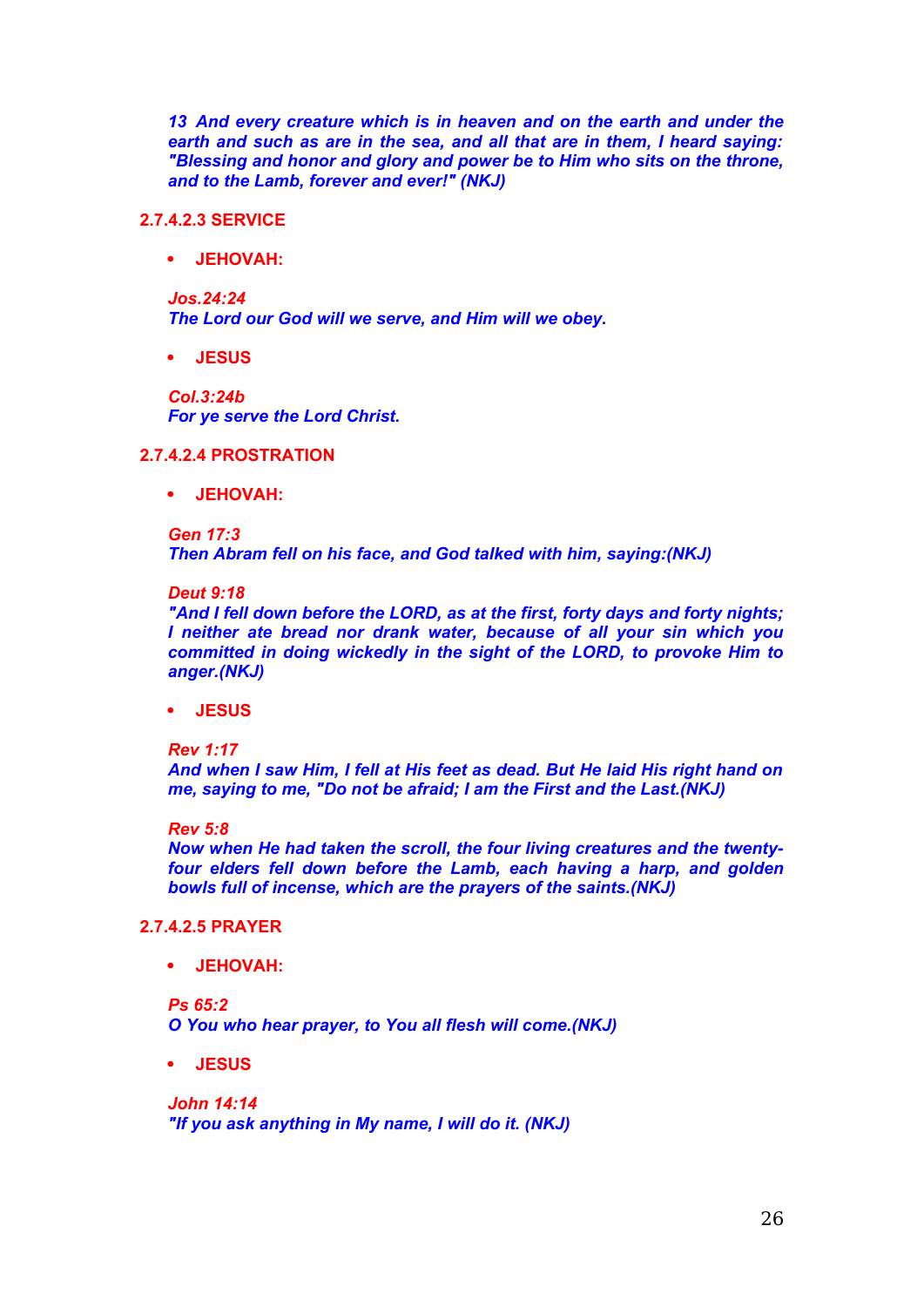*13 And every creature which is in heaven and on the earth and under the earth and such as are in the sea, and all that are in them, I heard saying: "Blessing and honor and glory and power be to Him who sits on the throne, and to the Lamb, forever and ever!" (NKJ)*

#### 2.7.4.2.3 SERVICE

- **JEHOVAH:**

***Jos.24:24***
***The Lord our God will we serve, and Him will we obey.***

- **JESUS**

***Col.3:24b***
***For ye serve the Lord Christ.***

#### 2.7.4.2.4 PROSTRATION

- **JEHOVAH:**

***Gen 17:3***
***Then Abram fell on his face, and God talked with him, saying:(NKJ)***

***Deut 9:18***
***"And I fell down before the LORD, as at the first, forty days and forty nights; I neither ate bread nor drank water, because of all your sin which you committed in doing wickedly in the sight of the LORD, to provoke Him to anger.(NKJ)***

- **JESUS**

***Rev 1:17***
***And when I saw Him, I fell at His feet as dead. But He laid His right hand on me, saying to me, "Do not be afraid; I am the First and the Last.(NKJ)***

***Rev 5:8***
***Now when He had taken the scroll, the four living creatures and the twenty-four elders fell down before the Lamb, each having a harp, and golden bowls full of incense, which are the prayers of the saints.(NKJ)***

#### 2.7.4.2.5 PRAYER

- **JEHOVAH:**

***Ps 65:2***
***O You who hear prayer, to You all flesh will come.(NKJ)***

- **JESUS**

***John 14:14***
***"If you ask anything in My name, I will do it. (NKJ)***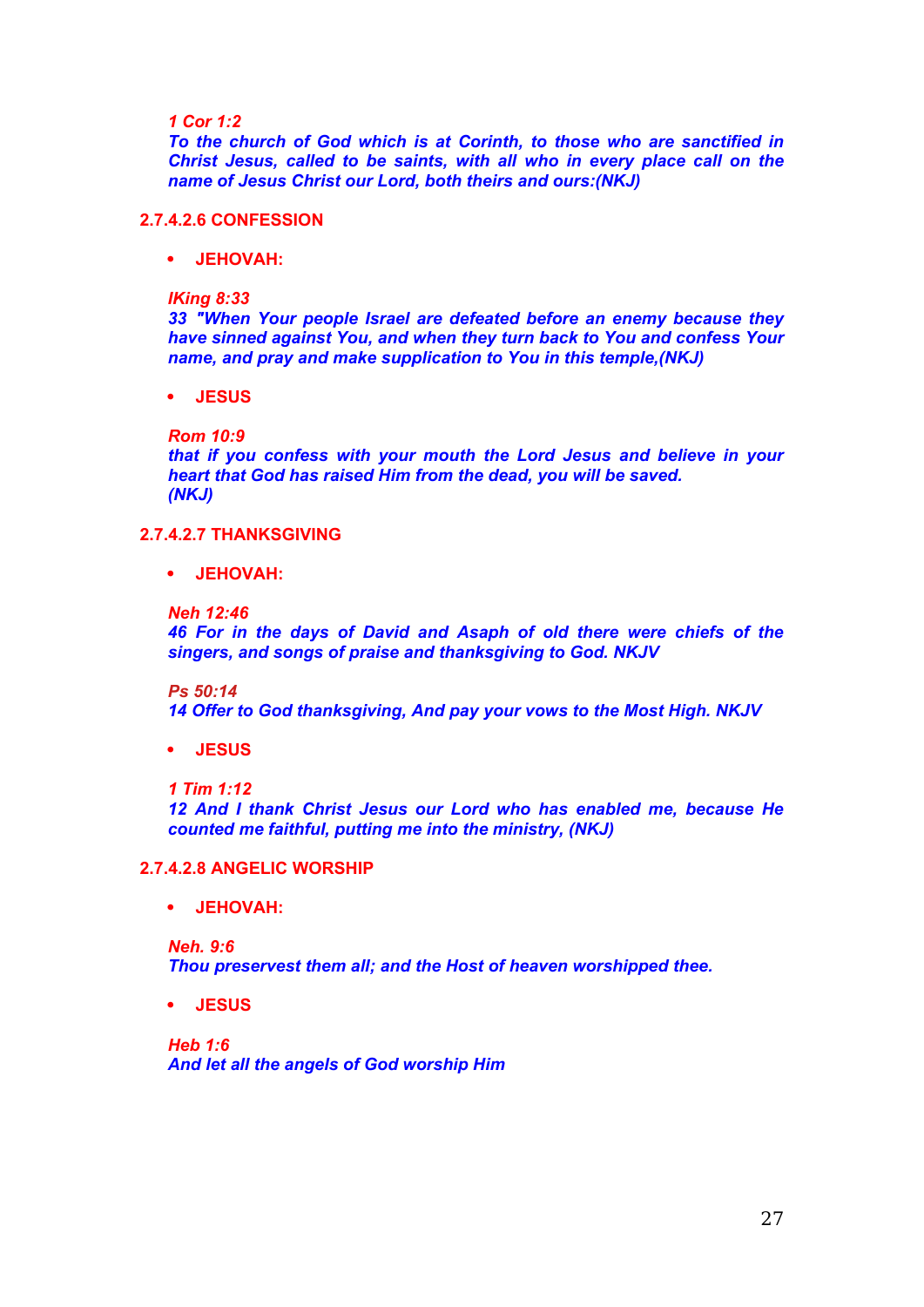*1 Cor 1:2*
***To the church of God which is at Corinth, to those who are sanctified in Christ Jesus, called to be saints, with all who in every place call on the name of Jesus Christ our Lord, both theirs and ours:(NKJ)***

#### 2.7.4.2.6 CONFESSION

- **JEHOVAH:**

*IKing 8:33*
***33 "When Your people Israel are defeated before an enemy because they have sinned against You, and when they turn back to You and confess Your name, and pray and make supplication to You in this temple,(NKJ)***

- **JESUS**

*Rom 10:9*
***that if you confess with your mouth the Lord Jesus and believe in your heart that God has raised Him from the dead, you will be saved. (NKJ)***

#### 2.7.4.2.7 THANKSGIVING

- **JEHOVAH:**

*Neh 12:46*
***46 For in the days of David and Asaph of old there were chiefs of the singers, and songs of praise and thanksgiving to God. NKJV***

*Ps 50:14*
***14 Offer to God thanksgiving, And pay your vows to the Most High. NKJV***

- **JESUS**

*1 Tim 1:12*
***12 And I thank Christ Jesus our Lord who has enabled me, because He counted me faithful, putting me into the ministry, (NKJ)***

#### 2.7.4.2.8 ANGELIC WORSHIP

- **JEHOVAH:**

*Neh. 9:6*
***Thou preservest them all; and the Host of heaven worshipped thee.***

- **JESUS**

*Heb 1:6*
***And let all the angels of God worship Him***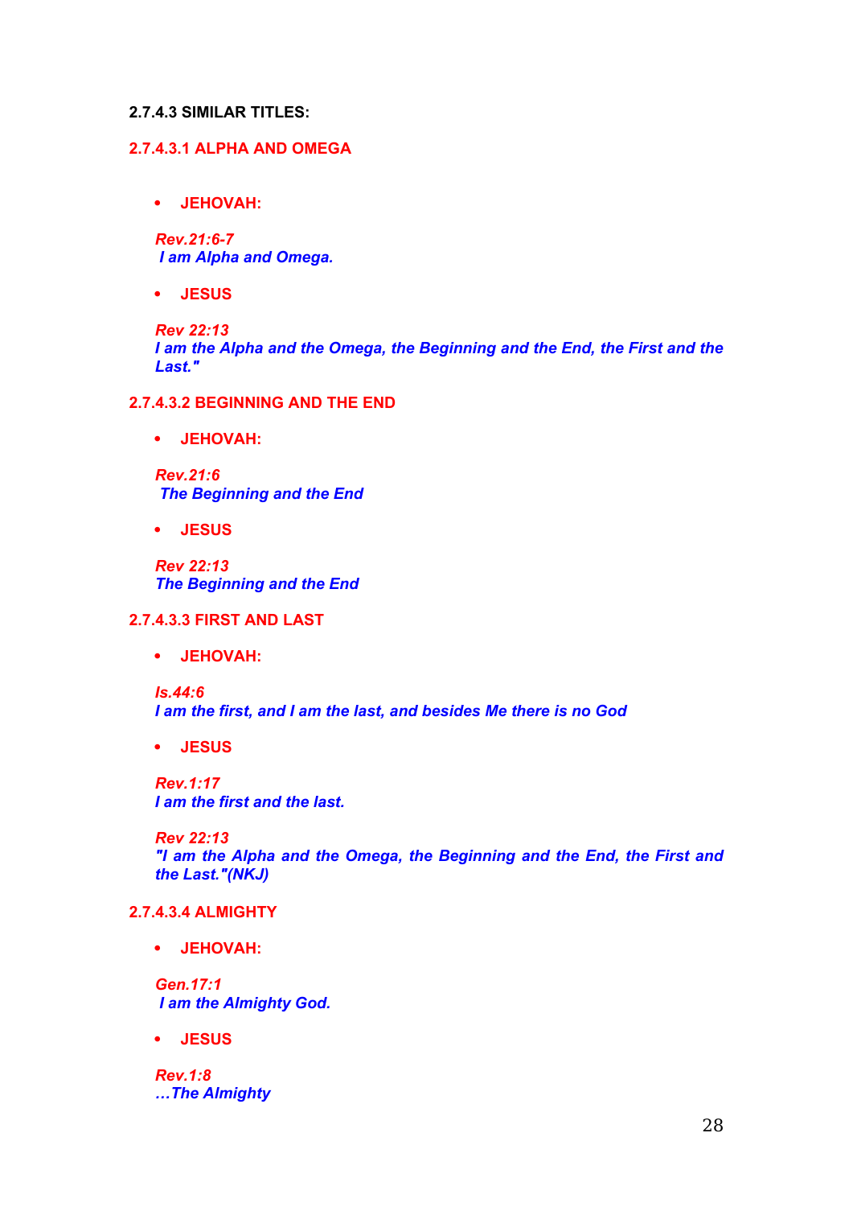**2.7.4.3 SIMILAR TITLES:**

**2.7.4.3.1 ALPHA AND OMEGA**

- **JEHOVAH:**

***Rev.21:6-7***
***I am Alpha and Omega.***

- **JESUS**

***Rev 22:13***
***I am the Alpha and the Omega, the Beginning and the End, the First and the Last."***

**2.7.4.3.2 BEGINNING AND THE END**

- **JEHOVAH:**

***Rev.21:6***
***The Beginning and the End***

- **JESUS**

***Rev 22:13***
***The Beginning and the End***

**2.7.4.3.3 FIRST AND LAST**

- **JEHOVAH:**

***Is.44:6***
***I am the first, and I am the last, and besides Me there is no God***

- **JESUS**

***Rev.1:17***
***I am the first and the last.***

***Rev 22:13***
***"I am the Alpha and the Omega, the Beginning and the End, the First and the Last."(NKJ)***

**2.7.4.3.4 ALMIGHTY**

- **JEHOVAH:**

***Gen.17:1***
***I am the Almighty God.***

- **JESUS**

***Rev.1:8***
***…The Almighty***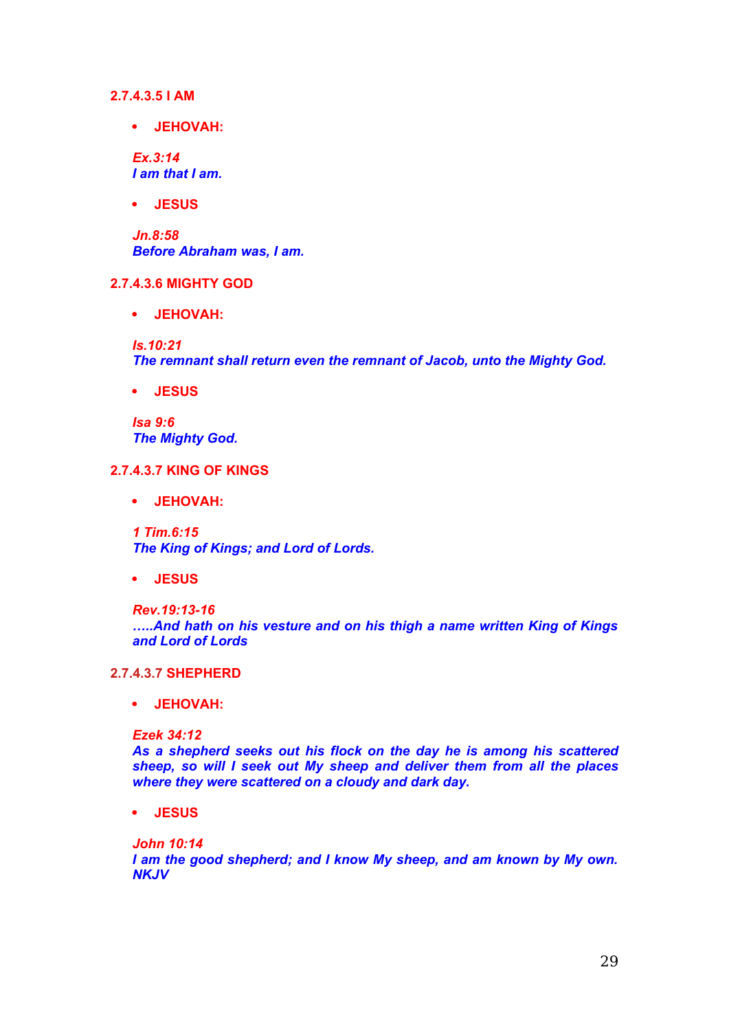#### 2.7.4.3.5 I AM

- **JEHOVAH:**

*Ex.3:14*
***I am that I am.***

- **JESUS**

*Jn.8:58*
***Before Abraham was, I am.***

#### 2.7.4.3.6 MIGHTY GOD

- **JEHOVAH:**

*Is.10:21*
***The remnant shall return even the remnant of Jacob, unto the Mighty God.***

- **JESUS**

*Isa 9:6*
***The Mighty God.***

#### 2.7.4.3.7 KING OF KINGS

- **JEHOVAH:**

*1 Tim.6:15*
***The King of Kings; and Lord of Lords.***

- **JESUS**

*Rev.19:13-16*
***…..And hath on his vesture and on his thigh a name written King of Kings and Lord of Lords***

#### 2.7.4.3.7 SHEPHERD

- **JEHOVAH:**

*Ezek 34:12*
***As a shepherd seeks out his flock on the day he is among his scattered sheep, so will I seek out My sheep and deliver them from all the places where they were scattered on a cloudy and dark day.***

- **JESUS**

*John 10:14*
***I am the good shepherd; and I know My sheep, and am known by My own. NKJV***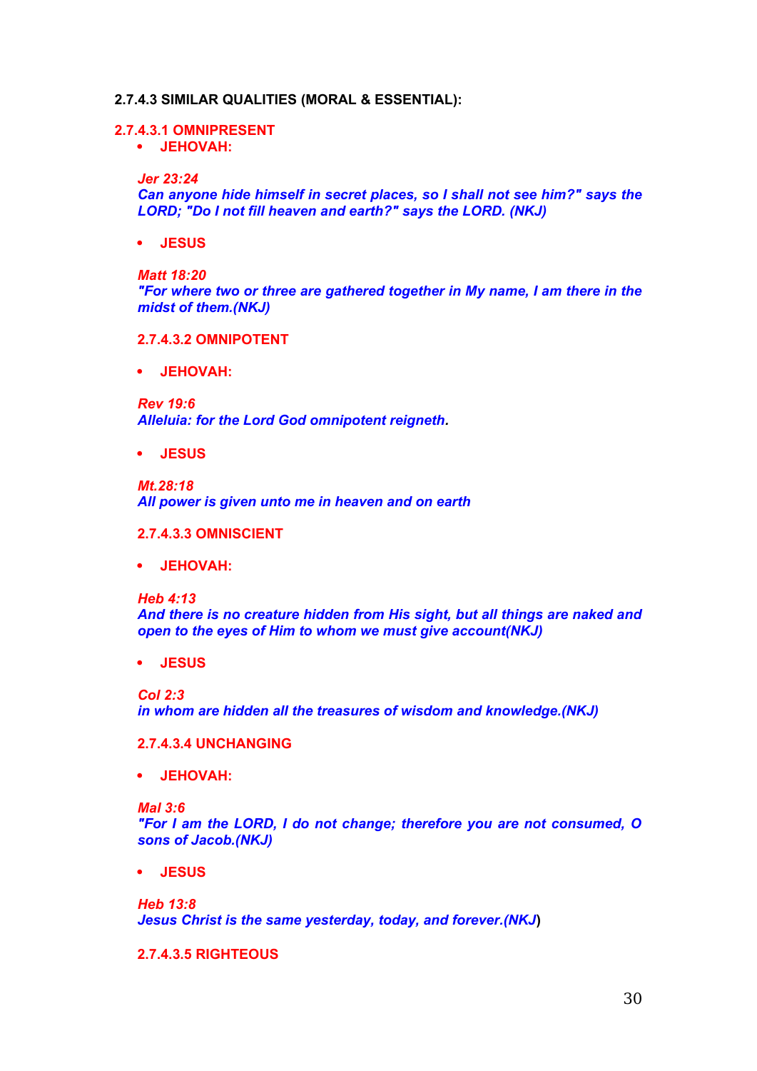#### 2.7.4.3 SIMILAR QUALITIES (MORAL & ESSENTIAL):

##### 2.7.4.3.1 OMNIPRESENT

- **JEHOVAH:**

***Jer 23:24***
***Can anyone hide himself in secret places, so I shall not see him?" says the LORD; "Do I not fill heaven and earth?" says the LORD. (NKJ)***

- **JESUS**

***Matt 18:20***
***"For where two or three are gathered together in My name, I am there in the midst of them.(NKJ)***

##### 2.7.4.3.2 OMNIPOTENT

- **JEHOVAH:**

***Rev 19:6***
***Alleluia: for the Lord God omnipotent reigneth.***

- **JESUS**

***Mt.28:18***
***All power is given unto me in heaven and on earth***

##### 2.7.4.3.3 OMNISCIENT

- **JEHOVAH:**

***Heb 4:13***
***And there is no creature hidden from His sight, but all things are naked and open to the eyes of Him to whom we must give account(NKJ)***

- **JESUS**

***Col 2:3***
***in whom are hidden all the treasures of wisdom and knowledge.(NKJ)***

##### 2.7.4.3.4 UNCHANGING

- **JEHOVAH:**

***Mal 3:6***
***"For I am the LORD, I do not change; therefore you are not consumed, O sons of Jacob.(NKJ)***

- **JESUS**

***Heb 13:8***
***Jesus Christ is the same yesterday, today, and forever.(NKJ)***

##### 2.7.4.3.5 RIGHTEOUS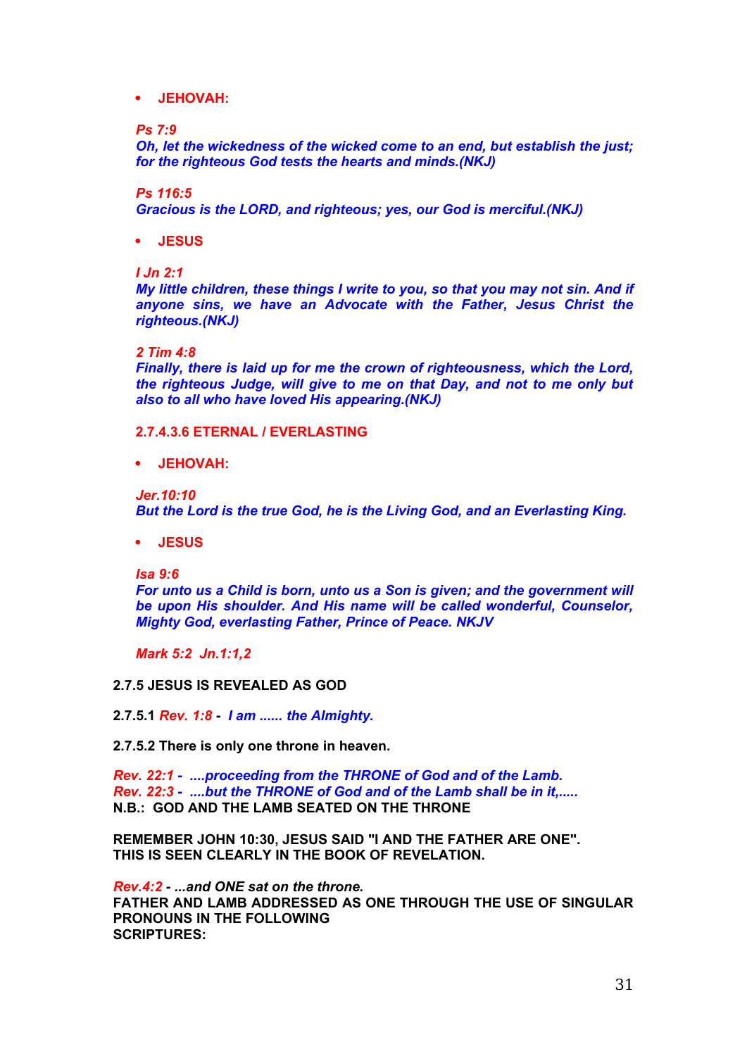- **JEHOVAH:**

***Ps 7:9***
***Oh, let the wickedness of the wicked come to an end, but establish the just; for the righteous God tests the hearts and minds.(NKJ)***

***Ps 116:5***
***Gracious is the LORD, and righteous; yes, our God is merciful.(NKJ)***

- **JESUS**

***I Jn 2:1***
***My little children, these things I write to you, so that you may not sin. And if anyone sins, we have an Advocate with the Father, Jesus Christ the righteous.(NKJ)***

***2 Tim 4:8***
***Finally, there is laid up for me the crown of righteousness, which the Lord, the righteous Judge, will give to me on that Day, and not to me only but also to all who have loved His appearing.(NKJ)***

**2.7.4.3.6 ETERNAL / EVERLASTING**

- **JEHOVAH:**

***Jer.10:10***
***But the Lord is the true God, he is the Living God, and an Everlasting King.***

- **JESUS**

***Isa 9:6***
***For unto us a Child is born, unto us a Son is given; and the government will be upon His shoulder. And His name will be called wonderful, Counselor, Mighty God, everlasting Father, Prince of Peace. NKJV***

***Mark 5:2 Jn.1:1,2***

**2.7.5 JESUS IS REVEALED AS GOD**

**2.7.5.1** ***Rev. 1:8*** **-** ***I am ...... the Almighty.***

**2.7.5.2 There is only one throne in heaven.**

***Rev. 22:1 - ....proceeding from the THRONE of God and of the Lamb.***
***Rev. 22:3 - ....but the THRONE of God and of the Lamb shall be in it,.....***
**N.B.: GOD AND THE LAMB SEATED ON THE THRONE**

**REMEMBER JOHN 10:30, JESUS SAID "I AND THE FATHER ARE ONE".**
**THIS IS SEEN CLEARLY IN THE BOOK OF REVELATION.**

***Rev.4:2 - ...and ONE sat on the throne.***
**FATHER AND LAMB ADDRESSED AS ONE THROUGH THE USE OF SINGULAR PRONOUNS IN THE FOLLOWING SCRIPTURES:**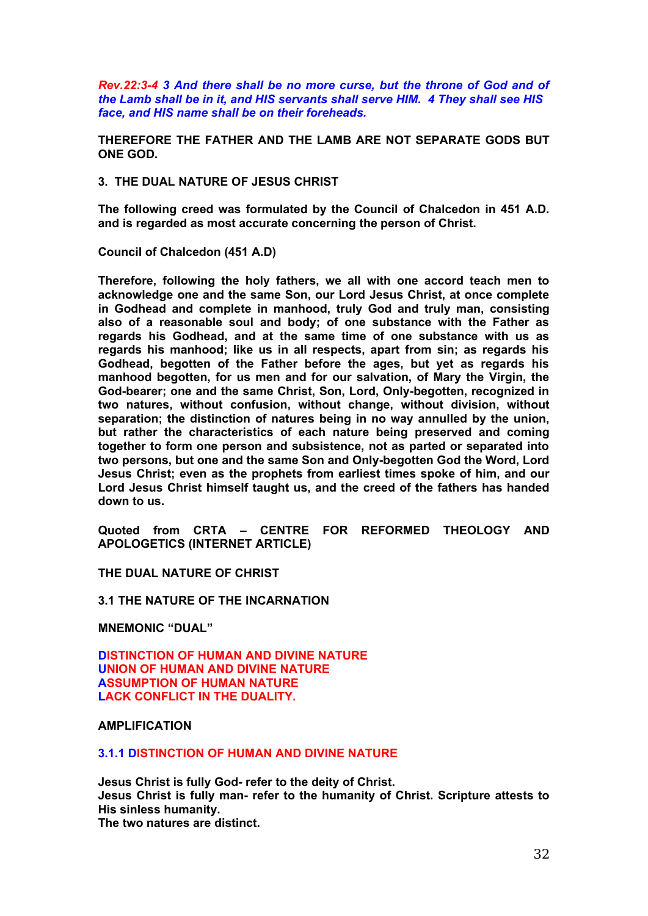***Rev.22:3-4 3 And there shall be no more curse, but the throne of God and of the Lamb shall be in it, and HIS servants shall serve HIM. 4 They shall see HIS face, and HIS name shall be on their foreheads.***

**THEREFORE THE FATHER AND THE LAMB ARE NOT SEPARATE GODS BUT ONE GOD.**

## 3. THE DUAL NATURE OF JESUS CHRIST

**The following creed was formulated by the Council of Chalcedon in 451 A.D. and is regarded as most accurate concerning the person of Christ.**

**Council of Chalcedon (451 A.D)**

**Therefore, following the holy fathers, we all with one accord teach men to acknowledge one and the same Son, our Lord Jesus Christ, at once complete in Godhead and complete in manhood, truly God and truly man, consisting also of a reasonable soul and body; of one substance with the Father as regards his Godhead, and at the same time of one substance with us as regards his manhood; like us in all respects, apart from sin; as regards his Godhead, begotten of the Father before the ages, but yet as regards his manhood begotten, for us men and for our salvation, of Mary the Virgin, the God-bearer; one and the same Christ, Son, Lord, Only-begotten, recognized in two natures, without confusion, without change, without division, without separation; the distinction of natures being in no way annulled by the union, but rather the characteristics of each nature being preserved and coming together to form one person and subsistence, not as parted or separated into two persons, but one and the same Son and Only-begotten God the Word, Lord Jesus Christ; even as the prophets from earliest times spoke of him, and our Lord Jesus Christ himself taught us, and the creed of the fathers has handed down to us.**

**Quoted from CRTA – CENTRE FOR REFORMED THEOLOGY AND APOLOGETICS (INTERNET ARTICLE)**

**THE DUAL NATURE OF CHRIST**

### 3.1 THE NATURE OF THE INCARNATION

**MNEMONIC "DUAL"**

**DISTINCTION OF HUMAN AND DIVINE NATURE**
**UNION OF HUMAN AND DIVINE NATURE**
**ASSUMPTION OF HUMAN NATURE**
**LACK CONFLICT IN THE DUALITY.**

**AMPLIFICATION**

#### 3.1.1 DISTINCTION OF HUMAN AND DIVINE NATURE

**Jesus Christ is fully God- refer to the deity of Christ.**
**Jesus Christ is fully man- refer to the humanity of Christ. Scripture attests to His sinless humanity.**
**The two natures are distinct.**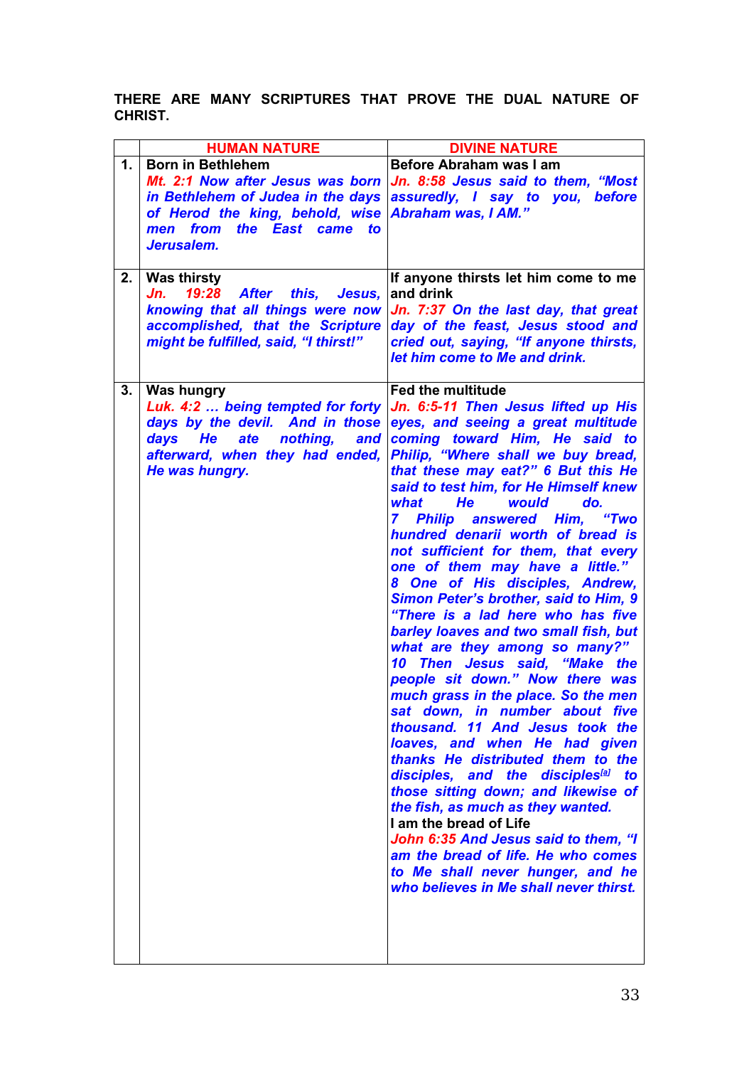**THERE ARE MANY SCRIPTURES THAT PROVE THE DUAL NATURE OF CHRIST.**

| | HUMAN NATURE | DIVINE NATURE |
|---|---|---|
| **1.** | **Born in Bethlehem**<br>***Mt. 2:1 Now after Jesus was born in Bethlehem of Judea in the days of Herod the king, behold, wise men from the East came to Jerusalem.*** | **Before Abraham was I am**<br>***Jn. 8:58 Jesus said to them, "Most assuredly, I say to you, before Abraham was, I AM."*** |
| **2.** | **Was thirsty**<br>***Jn. 19:28 After this, Jesus, knowing that all things were now accomplished, that the Scripture might be fulfilled, said, "I thirst!"*** | **If anyone thirsts let him come to me and drink**<br>***Jn. 7:37 On the last day, that great day of the feast, Jesus stood and cried out, saying, "If anyone thirsts, let him come to Me and drink.*** |
| **3.** | **Was hungry**<br>***Luk. 4:2 … being tempted for forty days by the devil. And in those days He ate nothing, and afterward, when they had ended, He was hungry.*** | **Fed the multitude**<br>***Jn. 6:5-11 Then Jesus lifted up His eyes, and seeing a great multitude coming toward Him, He said to Philip, "Where shall we buy bread, that these may eat?" 6 But this He said to test him, for He Himself knew what He would do. 7 Philip answered Him, "Two hundred denarii worth of bread is not sufficient for them, that every one of them may have a little." 8 One of His disciples, Andrew, Simon Peter's brother, said to Him, 9 "There is a lad here who has five barley loaves and two small fish, but what are they among so many?" 10 Then Jesus said, "Make the people sit down." Now there was much grass in the place. So the men sat down, in number about five thousand. 11 And Jesus took the loaves, and when He had given thanks He distributed them to the disciples, and the disciples[a] to those sitting down; and likewise of the fish, as much as they wanted.***<br>**I am the bread of Life**<br>***John 6:35 And Jesus said to them, "I am the bread of life. He who comes to Me shall never hunger, and he who believes in Me shall never thirst.*** |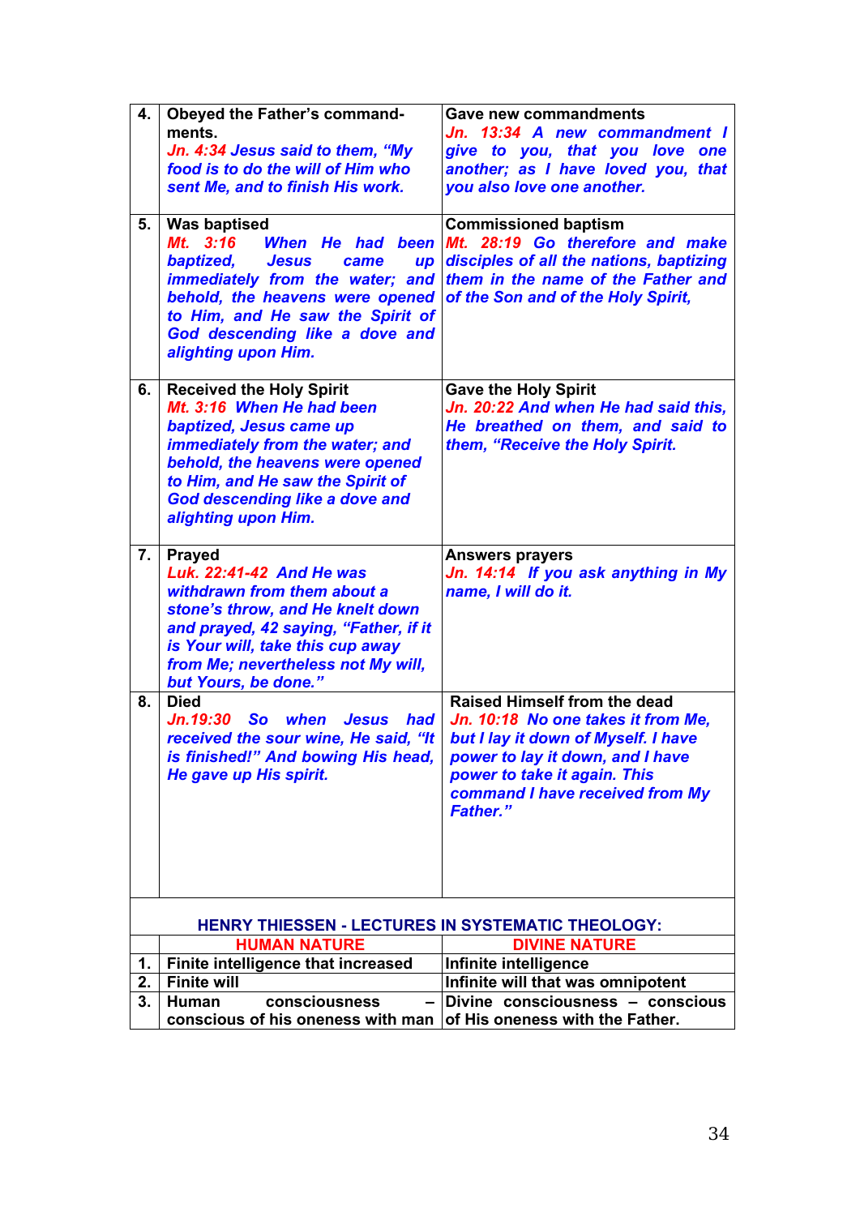| | | |
|---|---|---|
| 4. | **Obeyed the Father's command-ments.** ***Jn. 4:34*** ***Jesus said to them, "My food is to do the will of Him who sent Me, and to finish His work.*** | **Gave new commandments** ***Jn. 13:34 A new commandment I give to you, that you love one another; as I have loved you, that you also love one another.*** |
| 5. | **Was baptised** ***Mt. 3:16 When He had been baptized, Jesus came up immediately from the water; and behold, the heavens were opened to Him, and He saw the Spirit of God descending like a dove and alighting upon Him.*** | **Commissioned baptism** ***Mt. 28:19 Go therefore and make disciples of all the nations, baptizing them in the name of the Father and of the Son and of the Holy Spirit,*** |
| 6. | **Received the Holy Spirit** ***Mt. 3:16 When He had been baptized, Jesus came up immediately from the water; and behold, the heavens were opened to Him, and He saw the Spirit of God descending like a dove and alighting upon Him.*** | **Gave the Holy Spirit** ***Jn. 20:22 And when He had said this, He breathed on them, and said to them, "Receive the Holy Spirit.*** |
| 7. | **Prayed** ***Luk. 22:41-42 And He was withdrawn from them about a stone's throw, and He knelt down and prayed, 42 saying, "Father, if it is Your will, take this cup away from Me; nevertheless not My will, but Yours, be done."*** | **Answers prayers** ***Jn. 14:14 If you ask anything in My name, I will do it.*** |
| 8. | **Died** ***Jn.19:30 So when Jesus had received the sour wine, He said, "It is finished!" And bowing His head, He gave up His spirit.*** | **Raised Himself from the dead** ***Jn. 10:18 No one takes it from Me, but I lay it down of Myself. I have power to lay it down, and I have power to take it again. This command I have received from My Father."*** |

**HENRY THIESSEN - LECTURES IN SYSTEMATIC THEOLOGY:**

| | HUMAN NATURE | DIVINE NATURE |
|---|---|---|
| 1. | **Finite intelligence that increased** | **Infinite intelligence** |
| 2. | **Finite will** | **Infinite will that was omnipotent** |
| 3. | **Human consciousness – conscious of his oneness with man** | **Divine consciousness – conscious of His oneness with the Father.** |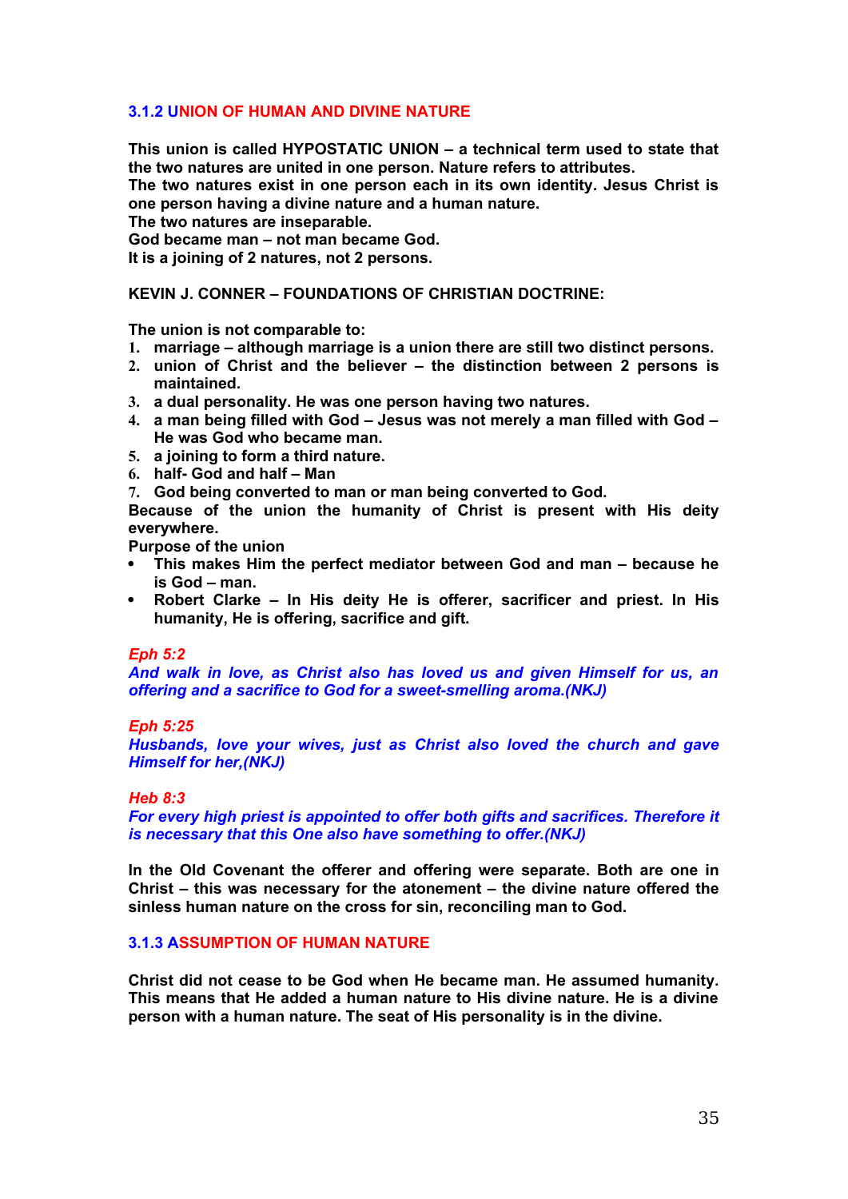### 3.1.2 UNION OF HUMAN AND DIVINE NATURE

**This union is called HYPOSTATIC UNION – a technical term used to state that the two natures are united in one person. Nature refers to attributes.**
**The two natures exist in one person each in its own identity. Jesus Christ is one person having a divine nature and a human nature.**
**The two natures are inseparable.**
**God became man – not man became God.**
**It is a joining of 2 natures, not 2 persons.**

**KEVIN J. CONNER – FOUNDATIONS OF CHRISTIAN DOCTRINE:**

**The union is not comparable to:**

1. **marriage – although marriage is a union there are still two distinct persons.**
2. **union of Christ and the believer – the distinction between 2 persons is maintained.**
3. **a dual personality. He was one person having two natures.**
4. **a man being filled with God – Jesus was not merely a man filled with God – He was God who became man.**
5. **a joining to form a third nature.**
6. **half- God and half – Man**
7. **God being converted to man or man being converted to God.**

**Because of the union the humanity of Christ is present with His deity everywhere.**
**Purpose of the union**

- **This makes Him the perfect mediator between God and man – because he is God – man.**
- **Robert Clarke – In His deity He is offerer, sacrificer and priest. In His humanity, He is offering, sacrifice and gift.**

***Eph 5:2***
***And walk in love, as Christ also has loved us and given Himself for us, an offering and a sacrifice to God for a sweet-smelling aroma.(NKJ)***

***Eph 5:25***
***Husbands, love your wives, just as Christ also loved the church and gave Himself for her,(NKJ)***

***Heb 8:3***
***For every high priest is appointed to offer both gifts and sacrifices. Therefore it is necessary that this One also have something to offer.(NKJ)***

**In the Old Covenant the offerer and offering were separate. Both are one in Christ – this was necessary for the atonement – the divine nature offered the sinless human nature on the cross for sin, reconciling man to God.**

### 3.1.3 ASSUMPTION OF HUMAN NATURE

**Christ did not cease to be God when He became man. He assumed humanity. This means that He added a human nature to His divine nature. He is a divine person with a human nature. The seat of His personality is in the divine.**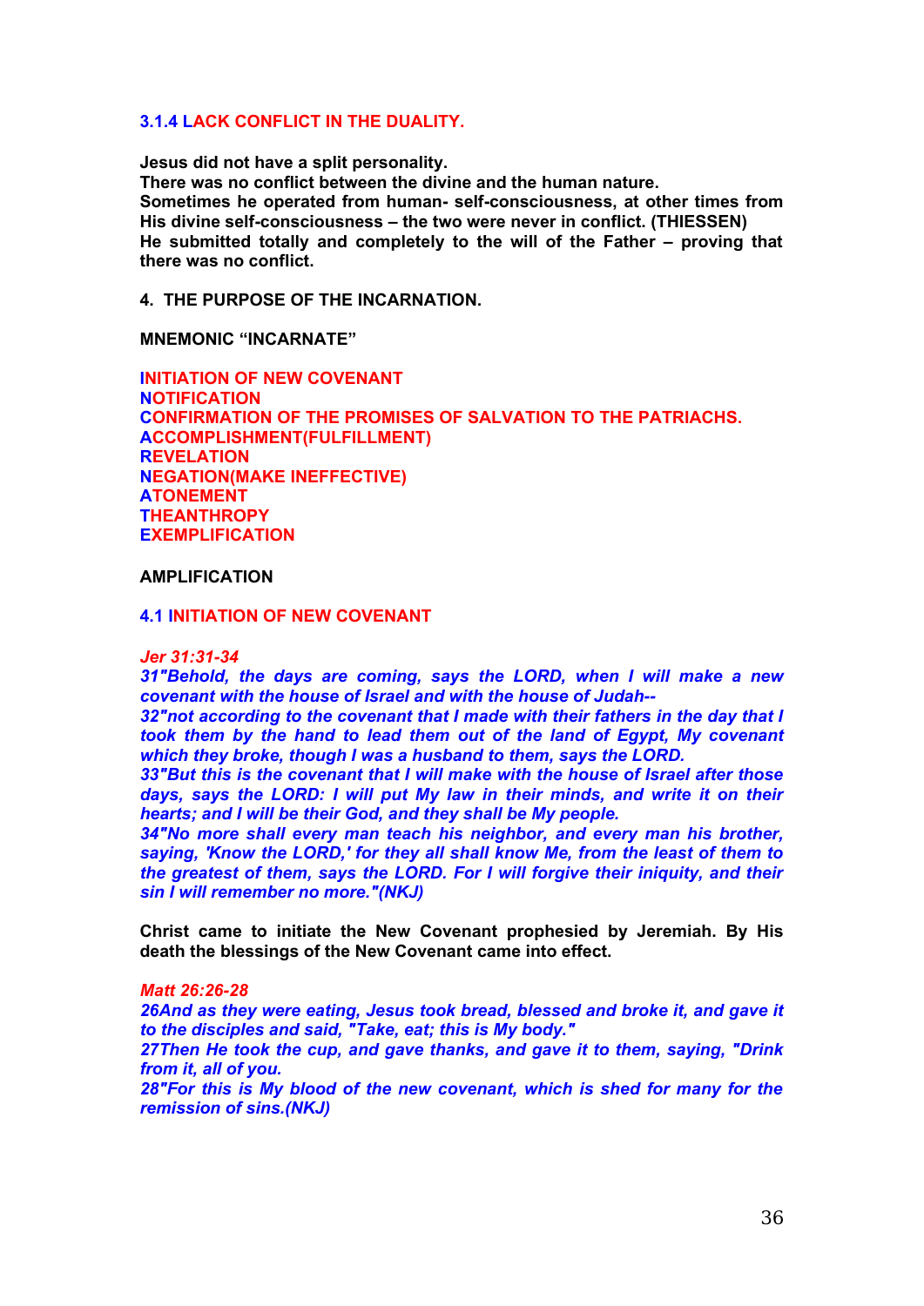### 3.1.4 LACK CONFLICT IN THE DUALITY.

**Jesus did not have a split personality.**
**There was no conflict between the divine and the human nature.**
**Sometimes he operated from human- self-consciousness, at other times from His divine self-consciousness – the two were never in conflict. (THIESSEN)**
**He submitted totally and completely to the will of the Father – proving that there was no conflict.**

## 4. THE PURPOSE OF THE INCARNATION.

**MNEMONIC "INCARNATE"**

**INITIATION OF NEW COVENANT**
**NOTIFICATION**
**CONFIRMATION OF THE PROMISES OF SALVATION TO THE PATRIACHS.**
**ACCOMPLISHMENT(FULFILLMENT)**
**REVELATION**
**NEGATION(MAKE INEFFECTIVE)**
**ATONEMENT**
**THEANTHROPY**
**EXEMPLIFICATION**

**AMPLIFICATION**

### 4.1 INITIATION OF NEW COVENANT

***Jer 31:31-34***
***31"Behold, the days are coming, says the LORD, when I will make a new covenant with the house of Israel and with the house of Judah--***
***32"not according to the covenant that I made with their fathers in the day that I took them by the hand to lead them out of the land of Egypt, My covenant which they broke, though I was a husband to them, says the LORD.***
***33"But this is the covenant that I will make with the house of Israel after those days, says the LORD: I will put My law in their minds, and write it on their hearts; and I will be their God, and they shall be My people.***
***34"No more shall every man teach his neighbor, and every man his brother, saying, 'Know the LORD,' for they all shall know Me, from the least of them to the greatest of them, says the LORD. For I will forgive their iniquity, and their sin I will remember no more."(NKJ)***

**Christ came to initiate the New Covenant prophesied by Jeremiah. By His death the blessings of the New Covenant came into effect.**

***Matt 26:26-28***
***26And as they were eating, Jesus took bread, blessed and broke it, and gave it to the disciples and said, "Take, eat; this is My body."***
***27Then He took the cup, and gave thanks, and gave it to them, saying, "Drink from it, all of you.***
***28"For this is My blood of the new covenant, which is shed for many for the remission of sins.(NKJ)***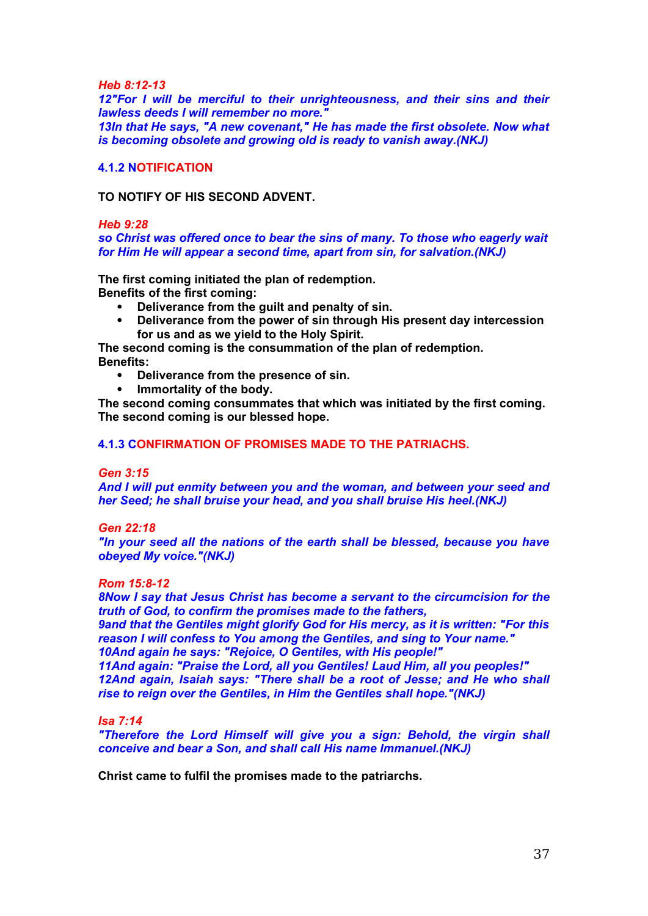*Heb 8:12-13*

*12"For I will be merciful to their unrighteousness, and their sins and their lawless deeds I will remember no more."*

*13In that He says, "A new covenant," He has made the first obsolete. Now what is becoming obsolete and growing old is ready to vanish away.(NKJ)*

### 4.1.2 NOTIFICATION

**TO NOTIFY OF HIS SECOND ADVENT.**

*Heb 9:28*

*so Christ was offered once to bear the sins of many. To those who eagerly wait for Him He will appear a second time, apart from sin, for salvation.(NKJ)*

**The first coming initiated the plan of redemption.**
**Benefits of the first coming:**

- **Deliverance from the guilt and penalty of sin.**
- **Deliverance from the power of sin through His present day intercession for us and as we yield to the Holy Spirit.**

**The second coming is the consummation of the plan of redemption.**
**Benefits:**

- **Deliverance from the presence of sin.**
- **Immortality of the body.**

**The second coming consummates that which was initiated by the first coming.**
**The second coming is our blessed hope.**

### 4.1.3 CONFIRMATION OF PROMISES MADE TO THE PATRIACHS.

*Gen 3:15*

*And I will put enmity between you and the woman, and between your seed and her Seed; he shall bruise your head, and you shall bruise His heel.(NKJ)*

*Gen 22:18*

*"In your seed all the nations of the earth shall be blessed, because you have obeyed My voice."(NKJ)*

*Rom 15:8-12*

*8Now I say that Jesus Christ has become a servant to the circumcision for the truth of God, to confirm the promises made to the fathers,*

*9and that the Gentiles might glorify God for His mercy, as it is written: "For this reason I will confess to You among the Gentiles, and sing to Your name."*

*10And again he says: "Rejoice, O Gentiles, with His people!"*

*11And again: "Praise the Lord, all you Gentiles! Laud Him, all you peoples!"*

*12And again, Isaiah says: "There shall be a root of Jesse; and He who shall rise to reign over the Gentiles, in Him the Gentiles shall hope."(NKJ)*

*Isa 7:14*

*"Therefore the Lord Himself will give you a sign: Behold, the virgin shall conceive and bear a Son, and shall call His name Immanuel.(NKJ)*

**Christ came to fulfil the promises made to the patriarchs.**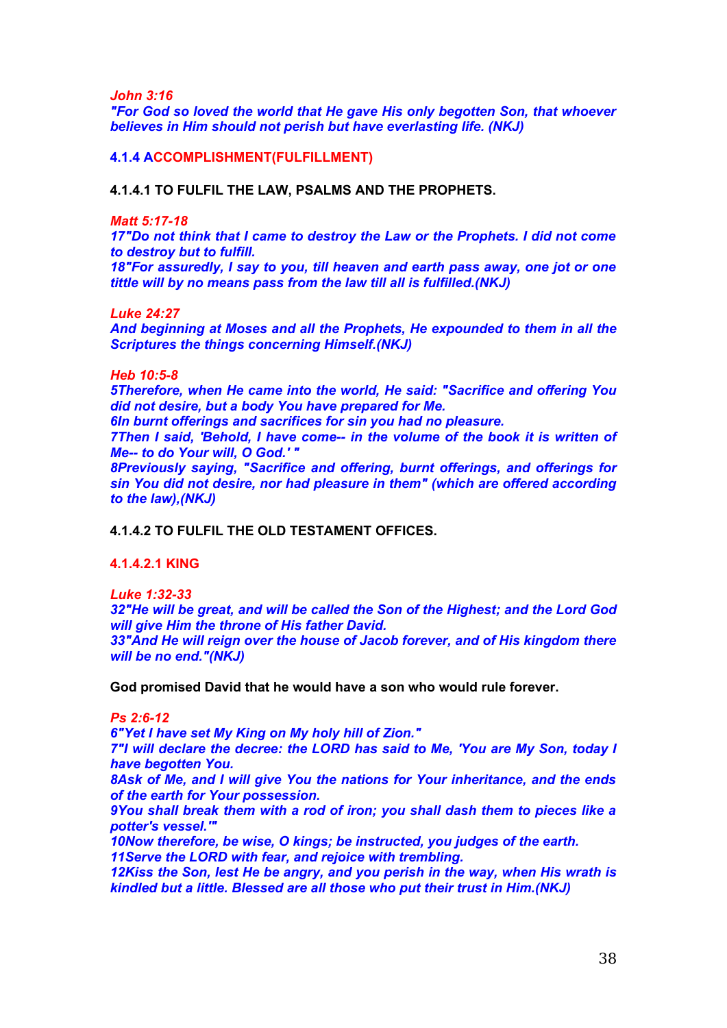*John 3:16*
***"For God so loved the world that He gave His only begotten Son, that whoever believes in Him should not perish but have everlasting life. (NKJ)***

### 4.1.4 ACCOMPLISHMENT(FULFILLMENT)

#### 4.1.4.1 TO FULFIL THE LAW, PSALMS AND THE PROPHETS.

*Matt 5:17-18*
***17"Do not think that I came to destroy the Law or the Prophets. I did not come to destroy but to fulfill.***
***18"For assuredly, I say to you, till heaven and earth pass away, one jot or one tittle will by no means pass from the law till all is fulfilled.(NKJ)***

*Luke 24:27*
***And beginning at Moses and all the Prophets, He expounded to them in all the Scriptures the things concerning Himself.(NKJ)***

*Heb 10:5-8*
***5Therefore, when He came into the world, He said: "Sacrifice and offering You did not desire, but a body You have prepared for Me.***
***6In burnt offerings and sacrifices for sin you had no pleasure.***
***7Then I said, 'Behold, I have come-- in the volume of the book it is written of Me-- to do Your will, O God.' "***
***8Previously saying, "Sacrifice and offering, burnt offerings, and offerings for sin You did not desire, nor had pleasure in them" (which are offered according to the law),(NKJ)***

#### 4.1.4.2 TO FULFIL THE OLD TESTAMENT OFFICES.

##### 4.1.4.2.1 KING

*Luke 1:32-33*
***32"He will be great, and will be called the Son of the Highest; and the Lord God will give Him the throne of His father David.***
***33"And He will reign over the house of Jacob forever, and of His kingdom there will be no end."(NKJ)***

**God promised David that he would have a son who would rule forever.**

*Ps 2:6-12*
***6"Yet I have set My King on My holy hill of Zion."***
***7"I will declare the decree: the LORD has said to Me, 'You are My Son, today I have begotten You.***
***8Ask of Me, and I will give You the nations for Your inheritance, and the ends of the earth for Your possession.***
***9You shall break them with a rod of iron; you shall dash them to pieces like a potter's vessel.'"***
***10Now therefore, be wise, O kings; be instructed, you judges of the earth.***
***11Serve the LORD with fear, and rejoice with trembling.***
***12Kiss the Son, lest He be angry, and you perish in the way, when His wrath is kindled but a little. Blessed are all those who put their trust in Him.(NKJ)***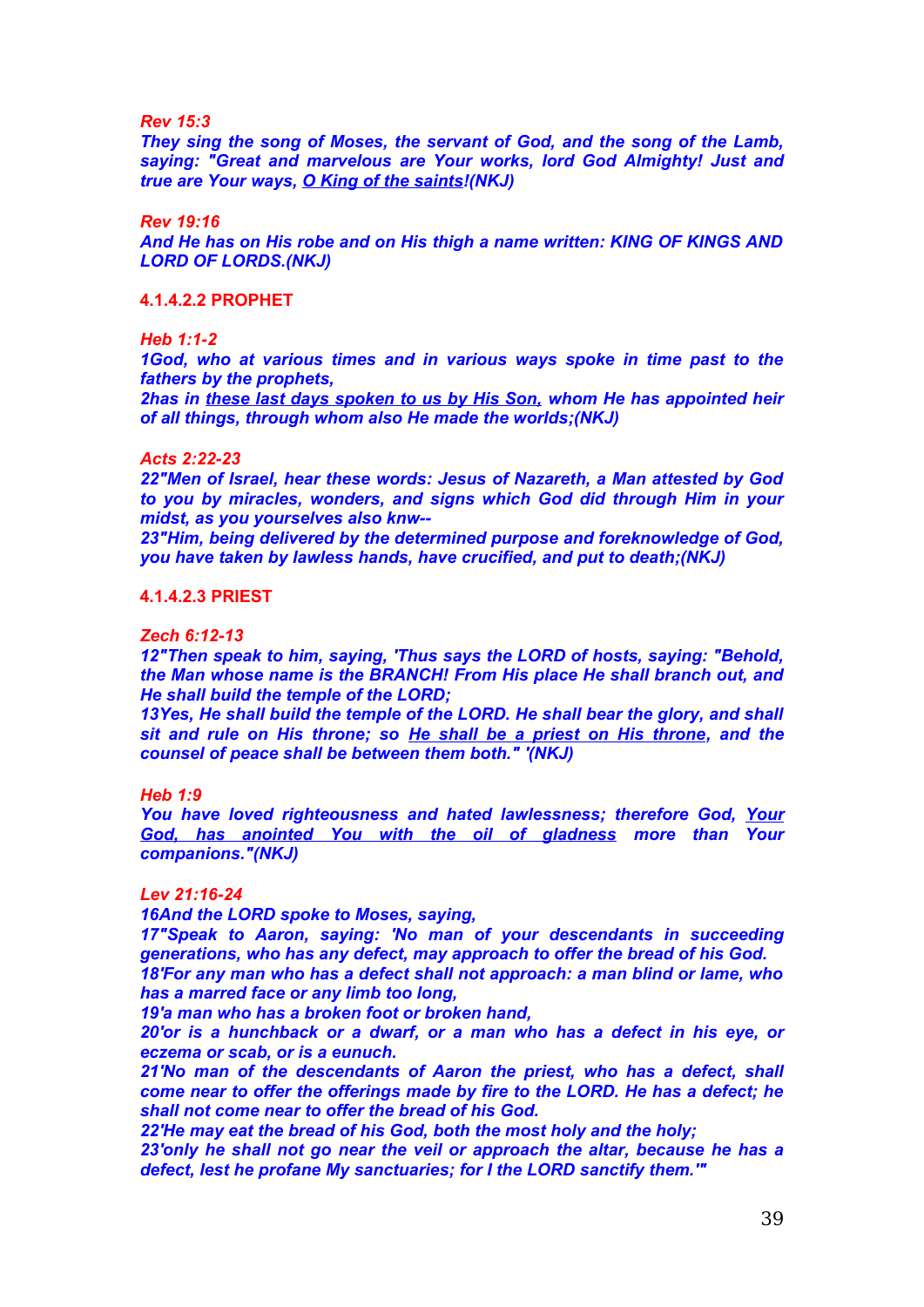*Rev 15:3*

***They sing the song of Moses, the servant of God, and the song of the Lamb, saying: "Great and marvelous are Your works, lord God Almighty! Just and true are Your ways, <u>O King of the saints</u>!(NKJ)***

*Rev 19:16*

***And He has on His robe and on His thigh a name written: KING OF KINGS AND LORD OF LORDS.(NKJ)***

#### 4.1.4.2.2 PROPHET

*Heb 1:1-2*

***1God, who at various times and in various ways spoke in time past to the fathers by the prophets,***

***2has in <u>these last days spoken to us by His Son,</u> whom He has appointed heir of all things, through whom also He made the worlds;(NKJ)***

*Acts 2:22-23*

***22"Men of Israel, hear these words: Jesus of Nazareth, a Man attested by God to you by miracles, wonders, and signs which God did through Him in your midst, as you yourselves also knw--***

***23"Him, being delivered by the determined purpose and foreknowledge of God, you have taken by lawless hands, have crucified, and put to death;(NKJ)***

#### 4.1.4.2.3 PRIEST

*Zech 6:12-13*

***12"Then speak to him, saying, 'Thus says the LORD of hosts, saying: "Behold, the Man whose name is the BRANCH! From His place He shall branch out, and He shall build the temple of the LORD;***

***13Yes, He shall build the temple of the LORD. He shall bear the glory, and shall sit and rule on His throne; so <u>He shall be a priest on His throne</u>, and the counsel of peace shall be between them both." '(NKJ)***

*Heb 1:9*

***You have loved righteousness and hated lawlessness; therefore God, <u>Your God, has anointed You with the oil of gladness</u> more than Your companions."(NKJ)***

*Lev 21:16-24*

***16And the LORD spoke to Moses, saying,***

***17"Speak to Aaron, saying: 'No man of your descendants in succeeding generations, who has any defect, may approach to offer the bread of his God.***

***18'For any man who has a defect shall not approach: a man blind or lame, who has a marred face or any limb too long,***

***19'a man who has a broken foot or broken hand,***

***20'or is a hunchback or a dwarf, or a man who has a defect in his eye, or eczema or scab, or is a eunuch.***

***21'No man of the descendants of Aaron the priest, who has a defect, shall come near to offer the offerings made by fire to the LORD. He has a defect; he shall not come near to offer the bread of his God.***

***22'He may eat the bread of his God, both the most holy and the holy;***

***23'only he shall not go near the veil or approach the altar, because he has a defect, lest he profane My sanctuaries; for I the LORD sanctify them.'"***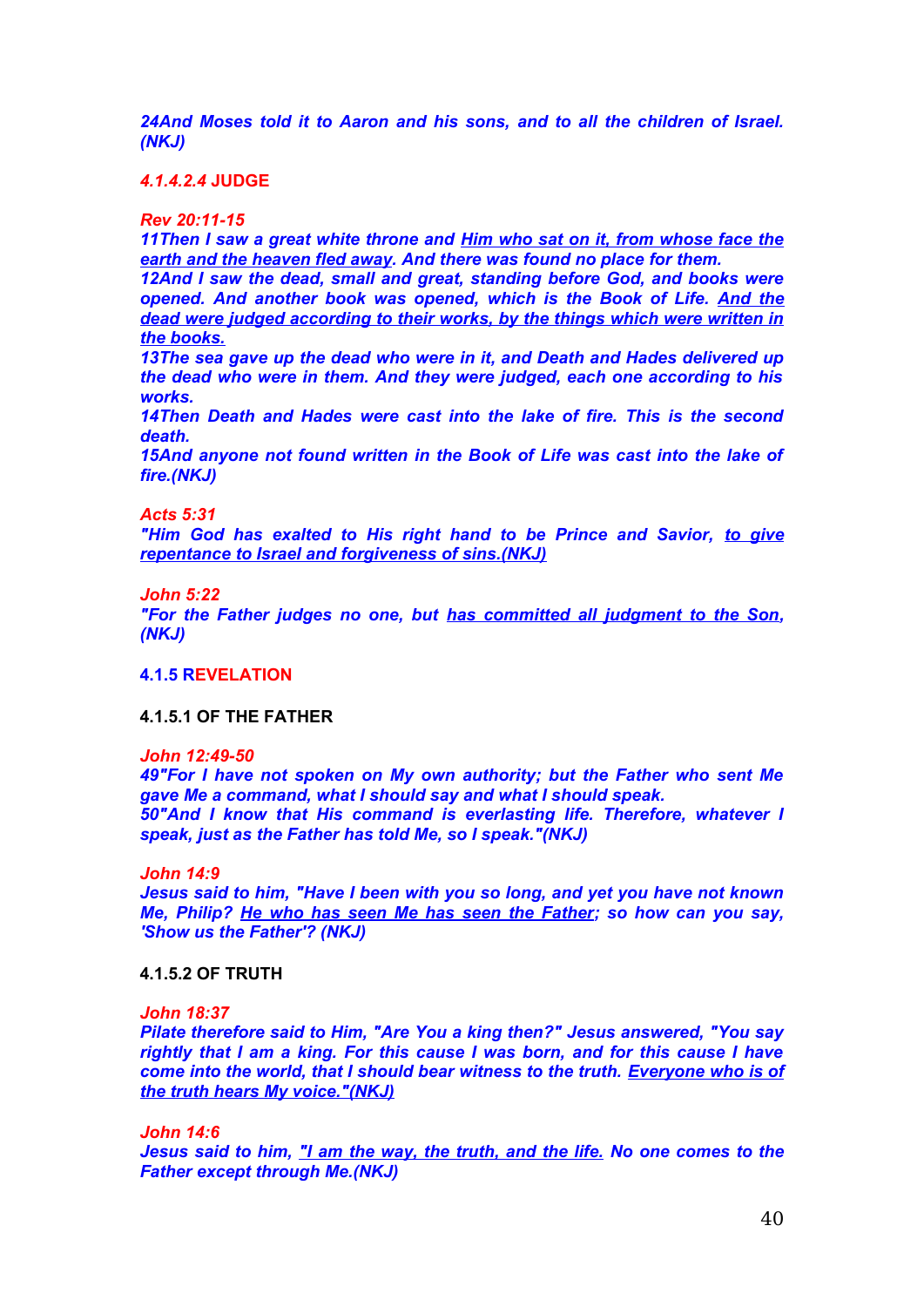***24And Moses told it to Aaron and his sons, and to all the children of Israel. (NKJ)***

#### *4.1.4.2.4* JUDGE

***Rev 20:11-15***

***11Then I saw a great white throne and <u>Him who sat on it, from whose face the earth and the heaven fled away</u>. And there was found no place for them.***
***12And I saw the dead, small and great, standing before God, and books were opened. And another book was opened, which is the Book of Life. <u>And the dead were judged according to their works, by the things which were written in the books.</u>***
***13The sea gave up the dead who were in it, and Death and Hades delivered up the dead who were in them. And they were judged, each one according to his works.***
***14Then Death and Hades were cast into the lake of fire. This is the second death.***
***15And anyone not found written in the Book of Life was cast into the lake of fire.(NKJ)***

***Acts 5:31***

***"Him God has exalted to His right hand to be Prince and Savior, <u>to give repentance to Israel and forgiveness of sins.(NKJ)</u>***

***John 5:22***

***"For the Father judges no one, but <u>has committed all judgment to the Son</u>, (NKJ)***

## 4.1.5 REVELATION

### 4.1.5.1 OF THE FATHER

***John 12:49-50***

***49"For I have not spoken on My own authority; but the Father who sent Me gave Me a command, what I should say and what I should speak.***
***50"And I know that His command is everlasting life. Therefore, whatever I speak, just as the Father has told Me, so I speak."(NKJ)***

***John 14:9***

***Jesus said to him, "Have I been with you so long, and yet you have not known Me, Philip? <u>He who has seen Me has seen the Father</u>; so how can you say, 'Show us the Father'? (NKJ)***

### 4.1.5.2 OF TRUTH

***John 18:37***

***Pilate therefore said to Him, "Are You a king then?" Jesus answered, "You say rightly that I am a king. For this cause I was born, and for this cause I have come into the world, that I should bear witness to the truth. <u>Everyone who is of the truth hears My voice."(NKJ)</u>***

***John 14:6***

***Jesus said to him, <u>"I am the way, the truth, and the life.</u> No one comes to the Father except through Me.(NKJ)***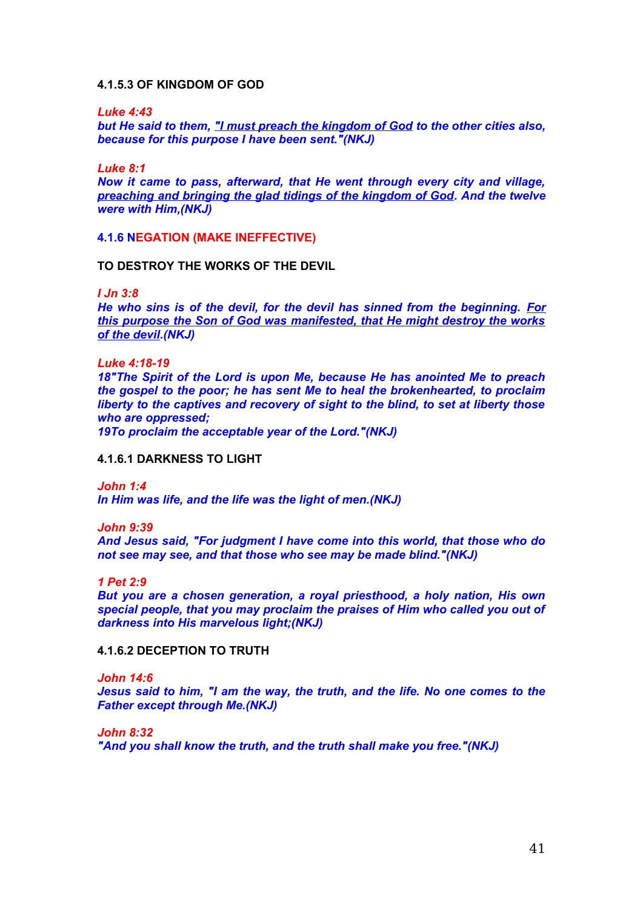#### 4.1.5.3 OF KINGDOM OF GOD

***Luke 4:43***
***but He said to them, <u>"I must preach the kingdom of God</u> to the other cities also, because for this purpose I have been sent."(NKJ)***

***Luke 8:1***
***Now it came to pass, afterward, that He went through every city and village, <u>preaching and bringing the glad tidings of the kingdom of God</u>. And the twelve were with Him,(NKJ)***

### 4.1.6 NEGATION (MAKE INEFFECTIVE)

**TO DESTROY THE WORKS OF THE DEVIL**

***I Jn 3:8***
***He who sins is of the devil, for the devil has sinned from the beginning. <u>For this purpose the Son of God was manifested, that He might destroy the works of the devil</u>.(NKJ)***

***Luke 4:18-19***
***18"The Spirit of the Lord is upon Me, because He has anointed Me to preach the gospel to the poor; he has sent Me to heal the brokenhearted, to proclaim liberty to the captives and recovery of sight to the blind, to set at liberty those who are oppressed;***
***19To proclaim the acceptable year of the Lord."(NKJ)***

#### 4.1.6.1 DARKNESS TO LIGHT

***John 1:4***
***In Him was life, and the life was the light of men.(NKJ)***

***John 9:39***
***And Jesus said, "For judgment I have come into this world, that those who do not see may see, and that those who see may be made blind."(NKJ)***

***1 Pet 2:9***
***But you are a chosen generation, a royal priesthood, a holy nation, His own special people, that you may proclaim the praises of Him who called you out of darkness into His marvelous light;(NKJ)***

#### 4.1.6.2 DECEPTION TO TRUTH

***John 14:6***
***Jesus said to him, "I am the way, the truth, and the life. No one comes to the Father except through Me.(NKJ)***

***John 8:32***
***"And you shall know the truth, and the truth shall make you free."(NKJ)***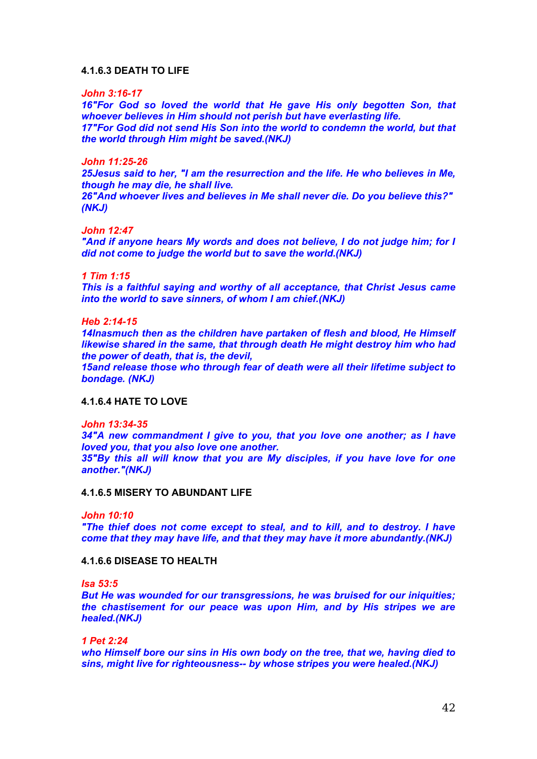#### 4.1.6.3 DEATH TO LIFE

***John 3:16-17***
***16"For God so loved the world that He gave His only begotten Son, that whoever believes in Him should not perish but have everlasting life.***
***17"For God did not send His Son into the world to condemn the world, but that the world through Him might be saved.(NKJ)***

***John 11:25-26***
***25Jesus said to her, "I am the resurrection and the life. He who believes in Me, though he may die, he shall live.***
***26"And whoever lives and believes in Me shall never die. Do you believe this?" (NKJ)***

***John 12:47***
***"And if anyone hears My words and does not believe, I do not judge him; for I did not come to judge the world but to save the world.(NKJ)***

***1 Tim 1:15***
***This is a faithful saying and worthy of all acceptance, that Christ Jesus came into the world to save sinners, of whom I am chief.(NKJ)***

***Heb 2:14-15***
***14Inasmuch then as the children have partaken of flesh and blood, He Himself likewise shared in the same, that through death He might destroy him who had the power of death, that is, the devil,***
***15and release those who through fear of death were all their lifetime subject to bondage. (NKJ)***

#### 4.1.6.4 HATE TO LOVE

***John 13:34-35***
***34"A new commandment I give to you, that you love one another; as I have loved you, that you also love one another.***
***35"By this all will know that you are My disciples, if you have love for one another."(NKJ)***

#### 4.1.6.5 MISERY TO ABUNDANT LIFE

***John 10:10***
***"The thief does not come except to steal, and to kill, and to destroy. I have come that they may have life, and that they may have it more abundantly.(NKJ)***

#### 4.1.6.6 DISEASE TO HEALTH

***Isa 53:5***
***But He was wounded for our transgressions, he was bruised for our iniquities; the chastisement for our peace was upon Him, and by His stripes we are healed.(NKJ)***

***1 Pet 2:24***
***who Himself bore our sins in His own body on the tree, that we, having died to sins, might live for righteousness-- by whose stripes you were healed.(NKJ)***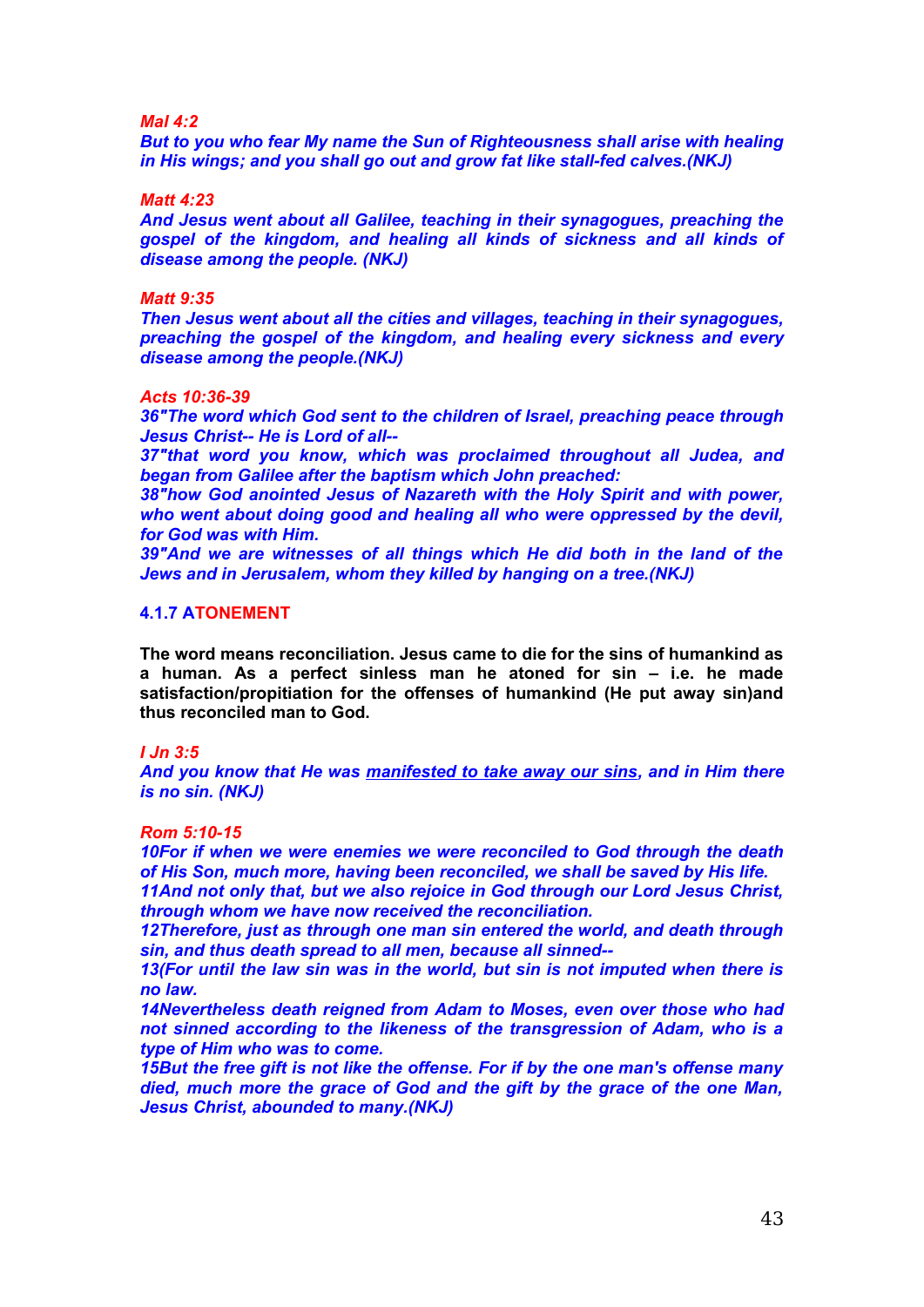***Mal 4:2***

***But to you who fear My name the Sun of Righteousness shall arise with healing in His wings; and you shall go out and grow fat like stall-fed calves.(NKJ)***

***Matt 4:23***

***And Jesus went about all Galilee, teaching in their synagogues, preaching the gospel of the kingdom, and healing all kinds of sickness and all kinds of disease among the people. (NKJ)***

***Matt 9:35***

***Then Jesus went about all the cities and villages, teaching in their synagogues, preaching the gospel of the kingdom, and healing every sickness and every disease among the people.(NKJ)***

***Acts 10:36-39***

***36"The word which God sent to the children of Israel, preaching peace through Jesus Christ-- He is Lord of all--***

***37"that word you know, which was proclaimed throughout all Judea, and began from Galilee after the baptism which John preached:***

***38"how God anointed Jesus of Nazareth with the Holy Spirit and with power, who went about doing good and healing all who were oppressed by the devil, for God was with Him.***

***39"And we are witnesses of all things which He did both in the land of the Jews and in Jerusalem, whom they killed by hanging on a tree.(NKJ)***

### 4.1.7 ATONEMENT

**The word means reconciliation. Jesus came to die for the sins of humankind as a human. As a perfect sinless man he atoned for sin – i.e. he made satisfaction/propitiation for the offenses of humankind (He put away sin)and thus reconciled man to God.**

***I Jn 3:5***

***And you know that He was <u>manifested to take away our sins</u>, and in Him there is no sin. (NKJ)***

***Rom 5:10-15***

***10For if when we were enemies we were reconciled to God through the death of His Son, much more, having been reconciled, we shall be saved by His life.***

***11And not only that, but we also rejoice in God through our Lord Jesus Christ, through whom we have now received the reconciliation.***

***12Therefore, just as through one man sin entered the world, and death through sin, and thus death spread to all men, because all sinned--***

***13(For until the law sin was in the world, but sin is not imputed when there is no law.***

***14Nevertheless death reigned from Adam to Moses, even over those who had not sinned according to the likeness of the transgression of Adam, who is a type of Him who was to come.***

***15But the free gift is not like the offense. For if by the one man's offense many died, much more the grace of God and the gift by the grace of the one Man, Jesus Christ, abounded to many.(NKJ)***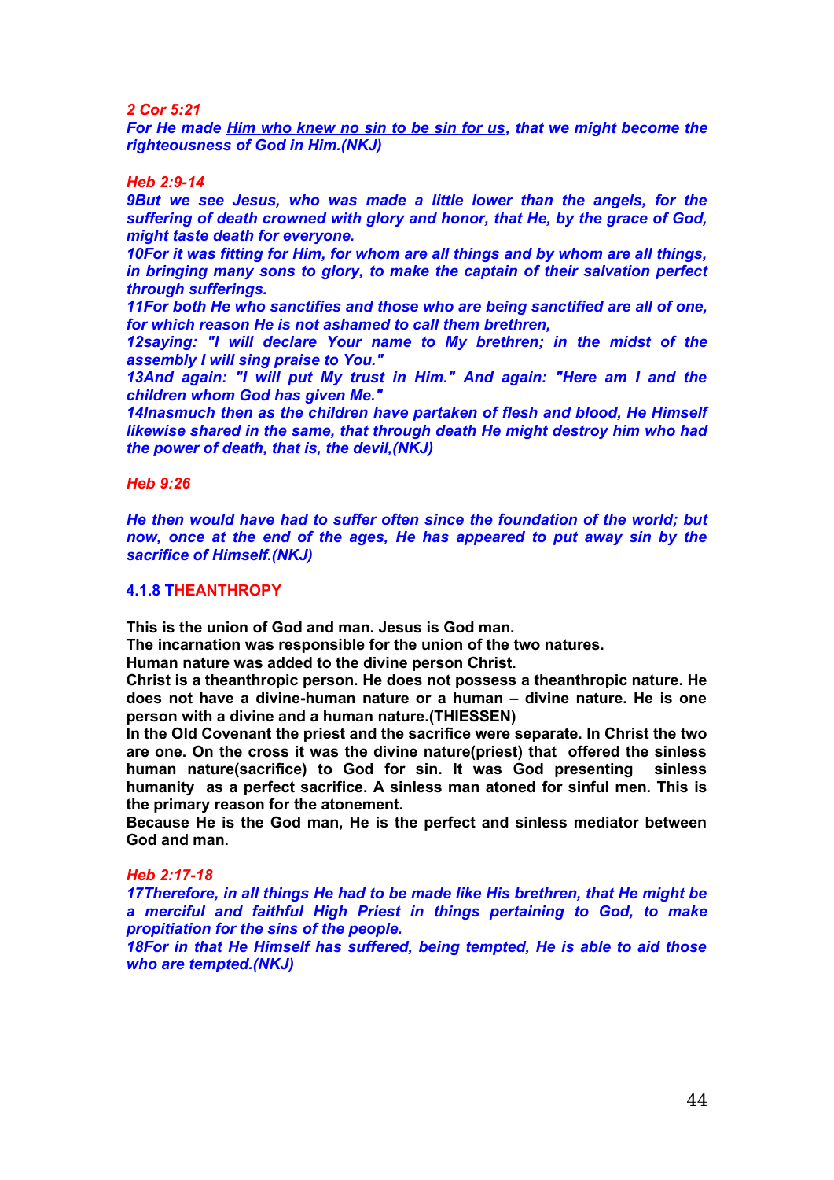*2 Cor 5:21*

***For He made <u>Him who knew no sin to be sin for us</u>, that we might become the righteousness of God in Him.(NKJ)***

*Heb 2:9-14*

***9But we see Jesus, who was made a little lower than the angels, for the suffering of death crowned with glory and honor, that He, by the grace of God, might taste death for everyone.***

***10For it was fitting for Him, for whom are all things and by whom are all things, in bringing many sons to glory, to make the captain of their salvation perfect through sufferings.***

***11For both He who sanctifies and those who are being sanctified are all of one, for which reason He is not ashamed to call them brethren,***

***12saying: "I will declare Your name to My brethren; in the midst of the assembly I will sing praise to You."***

***13And again: "I will put My trust in Him." And again: "Here am I and the children whom God has given Me."***

***14Inasmuch then as the children have partaken of flesh and blood, He Himself likewise shared in the same, that through death He might destroy him who had the power of death, that is, the devil,(NKJ)***

*Heb 9:26*

***He then would have had to suffer often since the foundation of the world; but now, once at the end of the ages, He has appeared to put away sin by the sacrifice of Himself.(NKJ)***

### 4.1.8 THEANTHROPY

**This is the union of God and man. Jesus is God man.**
**The incarnation was responsible for the union of the two natures.**
**Human nature was added to the divine person Christ.**
**Christ is a theanthropic person. He does not possess a theanthropic nature. He does not have a divine-human nature or a human – divine nature. He is one person with a divine and a human nature.(THIESSEN)**
**In the Old Covenant the priest and the sacrifice were separate. In Christ the two are one. On the cross it was the divine nature(priest) that offered the sinless human nature(sacrifice) to God for sin. It was God presenting sinless humanity as a perfect sacrifice. A sinless man atoned for sinful men. This is the primary reason for the atonement.**
**Because He is the God man, He is the perfect and sinless mediator between God and man.**

*Heb 2:17-18*

***17Therefore, in all things He had to be made like His brethren, that He might be a merciful and faithful High Priest in things pertaining to God, to make propitiation for the sins of the people.***

***18For in that He Himself has suffered, being tempted, He is able to aid those who are tempted.(NKJ)***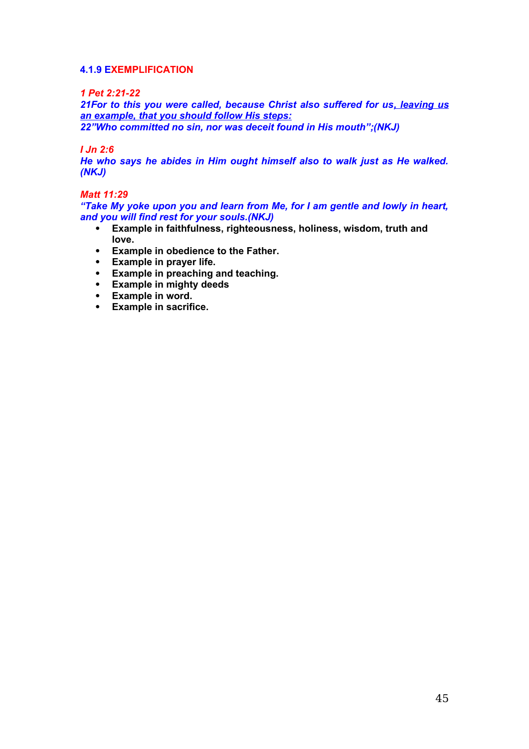### 4.1.9 EXEMPLIFICATION

***1 Pet 2:21-22***

***21For to this you were called, because Christ also suffered for us, <u>leaving us an example, that you should follow His steps:</u>***
***22"Who committed no sin, nor was deceit found in His mouth";(NKJ)***

***I Jn 2:6***

***He who says he abides in Him ought himself also to walk just as He walked. (NKJ)***

***Matt 11:29***

***"Take My yoke upon you and learn from Me, for I am gentle and lowly in heart, and you will find rest for your souls.(NKJ)***

- **Example in faithfulness, righteousness, holiness, wisdom, truth and love.**
- **Example in obedience to the Father.**
- **Example in prayer life.**
- **Example in preaching and teaching.**
- **Example in mighty deeds**
- **Example in word.**
- **Example in sacrifice.**